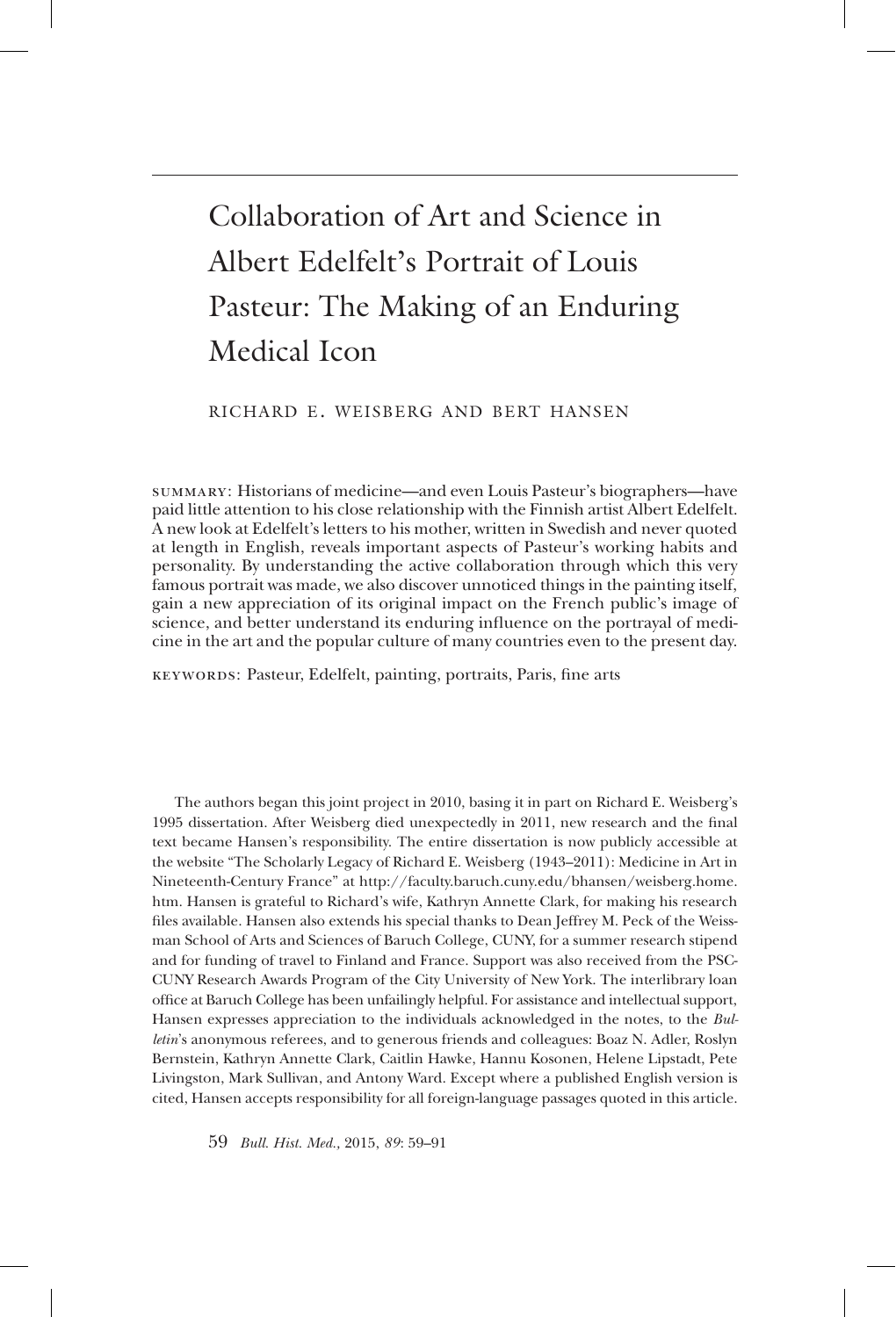# Collaboration of Art and Science in Albert Edelfelt's Portrait of Louis Pasteur: The Making of an Enduring Medical Icon

RICHARD E. WEISBERG AND BERT HANSEN

SUMMARY: Historians of medicine—and even Louis Pasteur's biographers—have paid little attention to his close relationship with the Finnish artist Albert Edelfelt. A new look at Edelfelt's letters to his mother, written in Swedish and never quoted at length in English, reveals important aspects of Pasteur's working habits and personality. By understanding the active collaboration through which this very famous portrait was made, we also discover unnoticed things in the painting itself, gain a new appreciation of its original impact on the French public's image of science, and better understand its enduring influence on the portrayal of medicine in the art and the popular culture of many countries even to the present day.

KEYWORDS: Pasteur, Edelfelt, painting, portraits, Paris, fine arts

The authors began this joint project in 2010, basing it in part on Richard E. Weisberg's 1995 dissertation. After Weisberg died unexpectedly in 2011, new research and the final text became Hansen's responsibility. The entire dissertation is now publicly accessible at the website "The Scholarly Legacy of Richard E. Weisberg (1943–2011): Medicine in Art in Nineteenth-Century France" at http://faculty.baruch.cuny.edu/bhansen/weisberg.home.htm. Hansen is grateful to Richard's wife, Kathryn Annette Clark, for making his research files available. Hansen also extends his special thanks to Dean Jeffrey M. Peck of the Weissman School of Arts and Sciences of Baruch College, CUNY, for a summer research stipend and for funding of travel to Finland and France. Support was also received from the PSC-CUNY Research Awards Program of the City University of New York. The interlibrary loan office at Baruch College has been unfailingly helpful. For assistance and intellectual support, Hansen expresses appreciation to the individuals acknowledged in the notes, to the *Bulletin*'s anonymous referees, and to generous friends and colleagues: Boaz N. Adler, Roslyn Bernstein, Kathryn Annette Clark, Caitlin Hawke, Hannu Kosonen, Helene Lipstadt, Pete Livingston, Mark Sullivan, and Antony Ward. Except where a published English version is cited, Hansen accepts responsibility for all foreign-language passages quoted in this article.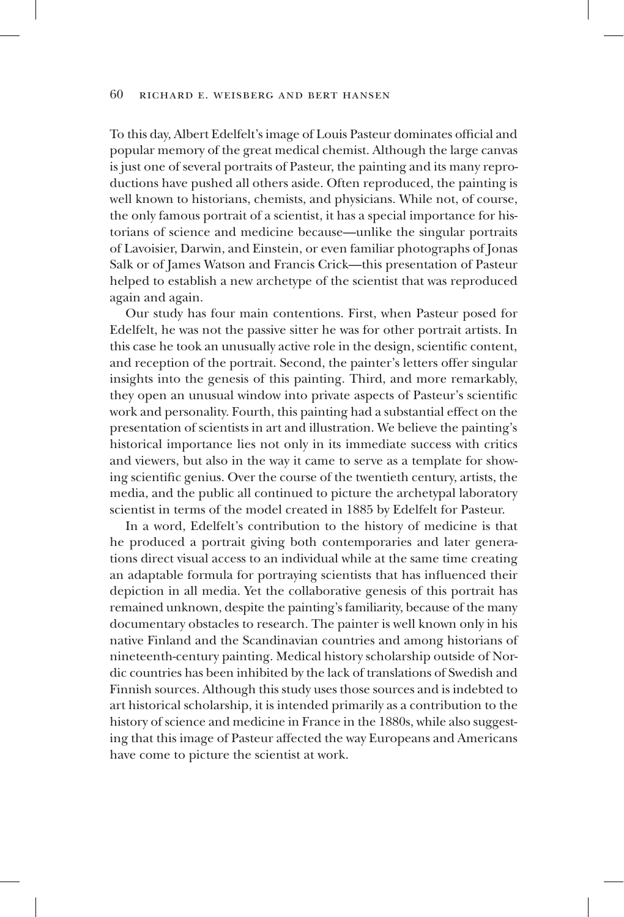To this day, Albert Edelfelt's image of Louis Pasteur dominates official and popular memory of the great medical chemist. Although the large canvas is just one of several portraits of Pasteur, the painting and its many reproductions have pushed all others aside. Often reproduced, the painting is well known to historians, chemists, and physicians. While not, of course, the only famous portrait of a scientist, it has a special importance for historians of science and medicine because—unlike the singular portraits of Lavoisier, Darwin, and Einstein, or even familiar photographs of Jonas Salk or of James Watson and Francis Crick—this presentation of Pasteur helped to establish a new archetype of the scientist that was reproduced again and again.

Our study has four main contentions. First, when Pasteur posed for Edelfelt, he was not the passive sitter he was for other portrait artists. In this case he took an unusually active role in the design, scientific content, and reception of the portrait. Second, the painter's letters offer singular insights into the genesis of this painting. Third, and more remarkably, they open an unusual window into private aspects of Pasteur's scientific work and personality. Fourth, this painting had a substantial effect on the presentation of scientists in art and illustration. We believe the painting's historical importance lies not only in its immediate success with critics and viewers, but also in the way it came to serve as a template for showing scientific genius. Over the course of the twentieth century, artists, the media, and the public all continued to picture the archetypal laboratory scientist in terms of the model created in 1885 by Edelfelt for Pasteur.

In a word, Edelfelt's contribution to the history of medicine is that he produced a portrait giving both contemporaries and later generations direct visual access to an individual while at the same time creating an adaptable formula for portraying scientists that has influenced their depiction in all media. Yet the collaborative genesis of this portrait has remained unknown, despite the painting's familiarity, because of the many documentary obstacles to research. The painter is well known only in his native Finland and the Scandinavian countries and among historians of nineteenth-century painting. Medical history scholarship outside of Nordic countries has been inhibited by the lack of translations of Swedish and Finnish sources. Although this study uses those sources and is indebted to art historical scholarship, it is intended primarily as a contribution to the history of science and medicine in France in the 1880s, while also suggesting that this image of Pasteur affected the way Europeans and Americans have come to picture the scientist at work.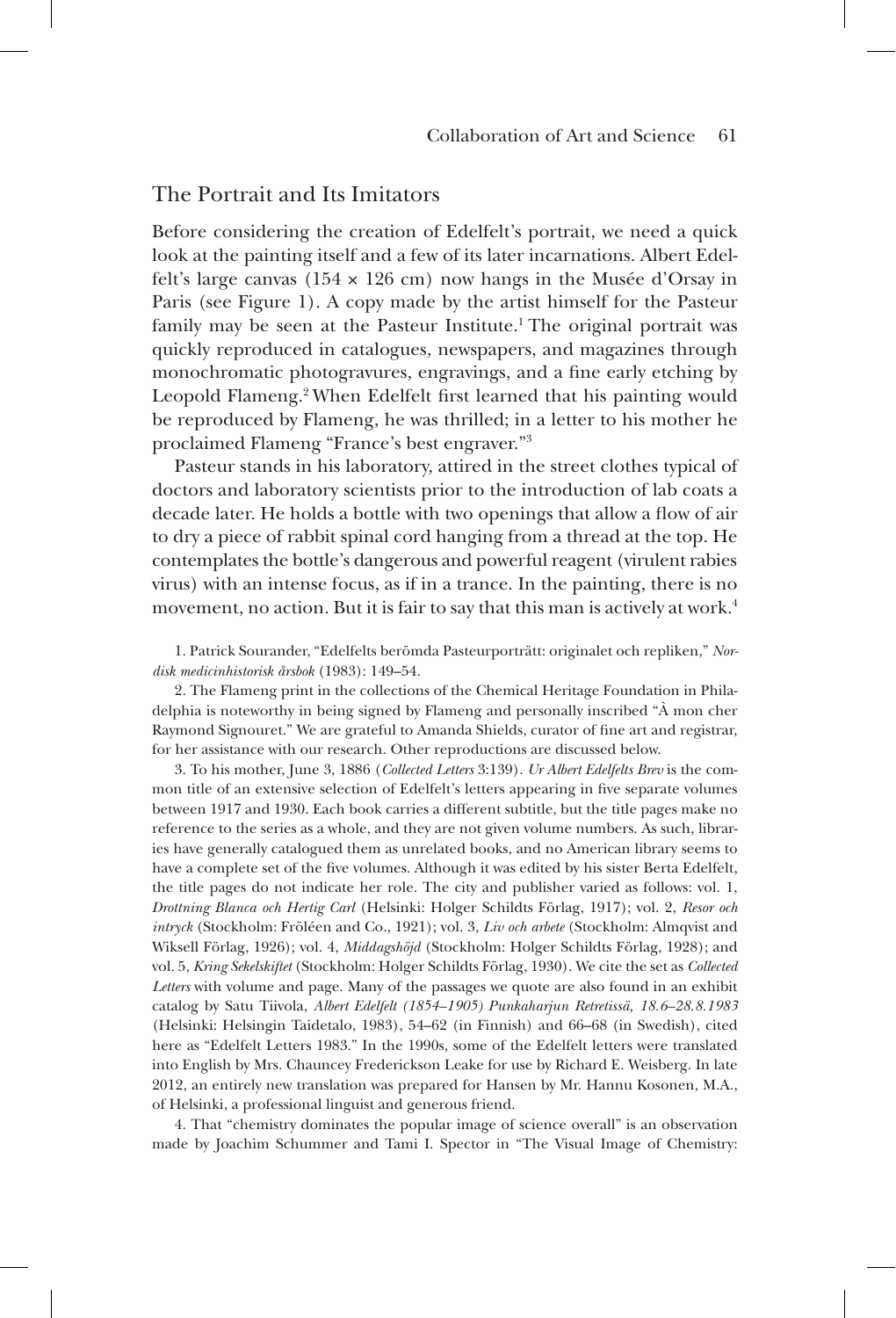## The Portrait and Its Imitators

Before considering the creation of Edelfelt's portrait, we need a quick look at the painting itself and a few of its later incarnations. Albert Edelfelt's large canvas (154 × 126 cm) now hangs in the Musée d'Orsay in Paris (see Figure 1). A copy made by the artist himself for the Pasteur family may be seen at the Pasteur Institute.[1] The original portrait was quickly reproduced in catalogues, newspapers, and magazines through monochromatic photogravures, engravings, and a fine early etching by Leopold Flameng.[2] When Edelfelt first learned that his painting would be reproduced by Flameng, he was thrilled; in a letter to his mother he proclaimed Flameng "France's best engraver."[3]

Pasteur stands in his laboratory, attired in the street clothes typical of doctors and laboratory scientists prior to the introduction of lab coats a decade later. He holds a bottle with two openings that allow a flow of air to dry a piece of rabbit spinal cord hanging from a thread at the top. He contemplates the bottle's dangerous and powerful reagent (virulent rabies virus) with an intense focus, as if in a trance. In the painting, there is no movement, no action. But it is fair to say that this man is actively at work.[4]

1. Patrick Sourander, "Edelfelts berömda Pasteurporträtt: originalet och repliken," *Nordisk medicinhistorisk årsbok* (1983): 149–54.

2. The Flameng print in the collections of the Chemical Heritage Foundation in Philadelphia is noteworthy in being signed by Flameng and personally inscribed "À mon cher Raymond Signouret." We are grateful to Amanda Shields, curator of fine art and registrar, for her assistance with our research. Other reproductions are discussed below.

3. To his mother, June 3, 1886 (*Collected Letters* 3:139). *Ur Albert Edelfelts Brev* is the common title of an extensive selection of Edelfelt's letters appearing in five separate volumes between 1917 and 1930. Each book carries a different subtitle, but the title pages make no reference to the series as a whole, and they are not given volume numbers. As such, libraries have generally catalogued them as unrelated books, and no American library seems to have a complete set of the five volumes. Although it was edited by his sister Berta Edelfelt, the title pages do not indicate her role. The city and publisher varied as follows: vol. 1, *Drottning Blanca och Hertig Carl* (Helsinki: Holger Schildts Förlag, 1917); vol. 2, *Resor och intryck* (Stockholm: Fröléen and Co., 1921); vol. 3, *Liv och arbete* (Stockholm: Almqvist and Wiksell Förlag, 1926); vol. 4, *Middagshöjd* (Stockholm: Holger Schildts Förlag, 1928); and vol. 5, *Kring Sekelskiftet* (Stockholm: Holger Schildts Förlag, 1930). We cite the set as *Collected Letters* with volume and page. Many of the passages we quote are also found in an exhibit catalog by Satu Tiivola, *Albert Edelfelt (1854–1905) Punkaharjun Retretissä, 18.6–28.8.1983* (Helsinki: Helsingin Taidetalo, 1983), 54–62 (in Finnish) and 66–68 (in Swedish), cited here as "Edelfelt Letters 1983." In the 1990s, some of the Edelfelt letters were translated into English by Mrs. Chauncey Frederickson Leake for use by Richard E. Weisberg. In late 2012, an entirely new translation was prepared for Hansen by Mr. Hannu Kosonen, M.A., of Helsinki, a professional linguist and generous friend.

4. That "chemistry dominates the popular image of science overall" is an observation made by Joachim Schummer and Tami I. Spector in "The Visual Image of Chemistry: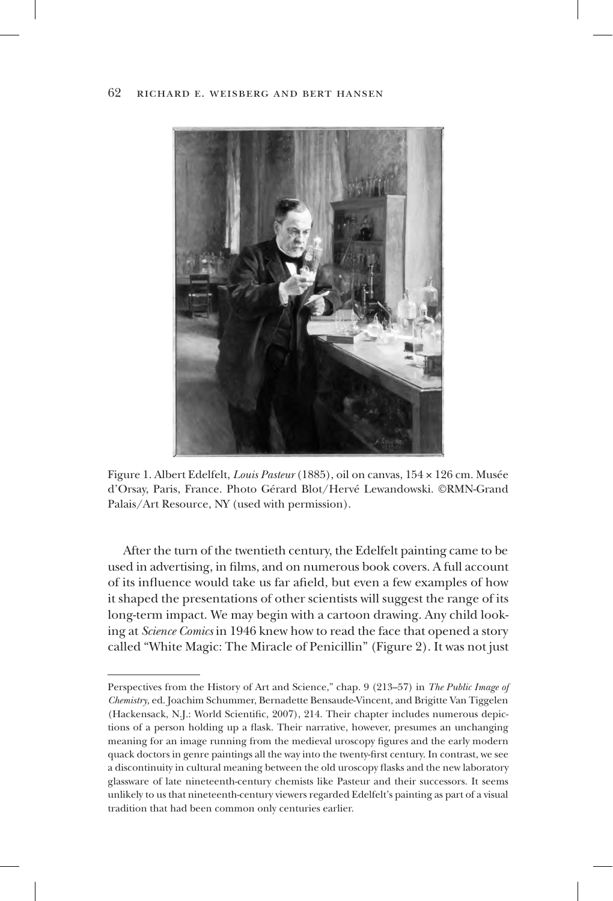Figure 1. Albert Edelfelt, *Louis Pasteur* (1885), oil on canvas, 154 × 126 cm. Musée d'Orsay, Paris, France. Photo Gérard Blot/Hervé Lewandowski. ©RMN-Grand Palais/Art Resource, NY (used with permission).

After the turn of the twentieth century, the Edelfelt painting came to be used in advertising, in films, and on numerous book covers. A full account of its influence would take us far afield, but even a few examples of how it shaped the presentations of other scientists will suggest the range of its long-term impact. We may begin with a cartoon drawing. Any child looking at *Science Comics* in 1946 knew how to read the face that opened a story called "White Magic: The Miracle of Penicillin" (Figure 2). It was not just

---

Perspectives from the History of Art and Science," chap. 9 (213–57) in *The Public Image of Chemistry*, ed. Joachim Schummer, Bernadette Bensaude-Vincent, and Brigitte Van Tiggelen (Hackensack, N.J.: World Scientific, 2007), 214. Their chapter includes numerous depictions of a person holding up a flask. Their narrative, however, presumes an unchanging meaning for an image running from the medieval uroscopy figures and the early modern quack doctors in genre paintings all the way into the twenty-first century. In contrast, we see a discontinuity in cultural meaning between the old uroscopy flasks and the new laboratory glassware of late nineteenth-century chemists like Pasteur and their successors. It seems unlikely to us that nineteenth-century viewers regarded Edelfelt's painting as part of a visual tradition that had been common only centuries earlier.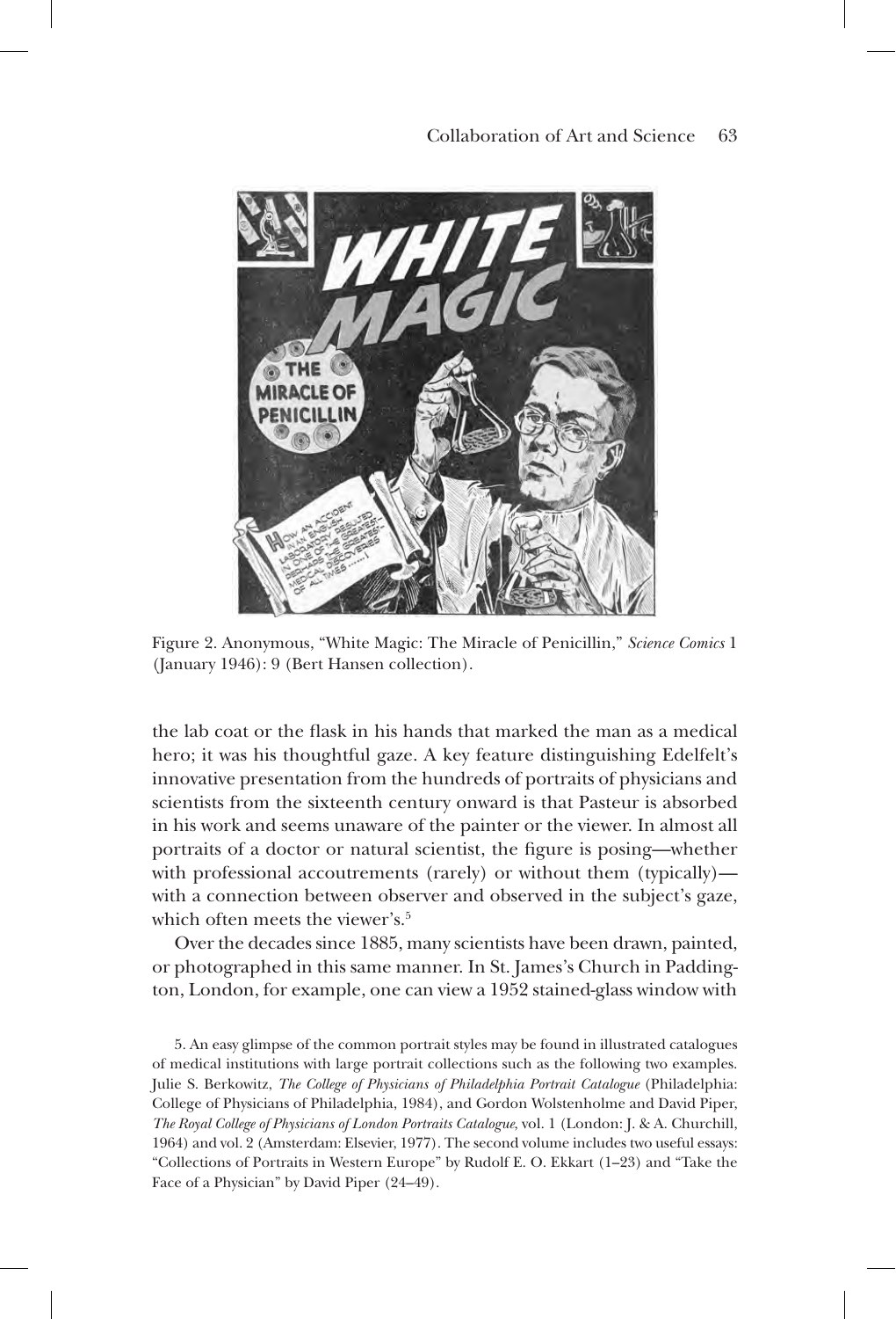Figure 2. Anonymous, "White Magic: The Miracle of Penicillin," *Science Comics* 1 (January 1946): 9 (Bert Hansen collection).

the lab coat or the flask in his hands that marked the man as a medical hero; it was his thoughtful gaze. A key feature distinguishing Edelfelt's innovative presentation from the hundreds of portraits of physicians and scientists from the sixteenth century onward is that Pasteur is absorbed in his work and seems unaware of the painter or the viewer. In almost all portraits of a doctor or natural scientist, the figure is posing—whether with professional accoutrements (rarely) or without them (typically)—with a connection between observer and observed in the subject's gaze, which often meets the viewer's.[5]

Over the decades since 1885, many scientists have been drawn, painted, or photographed in this same manner. In St. James's Church in Paddington, London, for example, one can view a 1952 stained-glass window with

5. An easy glimpse of the common portrait styles may be found in illustrated catalogues of medical institutions with large portrait collections such as the following two examples. Julie S. Berkowitz, *The College of Physicians of Philadelphia Portrait Catalogue* (Philadelphia: College of Physicians of Philadelphia, 1984), and Gordon Wolstenholme and David Piper, *The Royal College of Physicians of London Portraits Catalogue*, vol. 1 (London: J. & A. Churchill, 1964) and vol. 2 (Amsterdam: Elsevier, 1977). The second volume includes two useful essays: "Collections of Portraits in Western Europe" by Rudolf E. O. Ekkart (1–23) and "Take the Face of a Physician" by David Piper (24–49).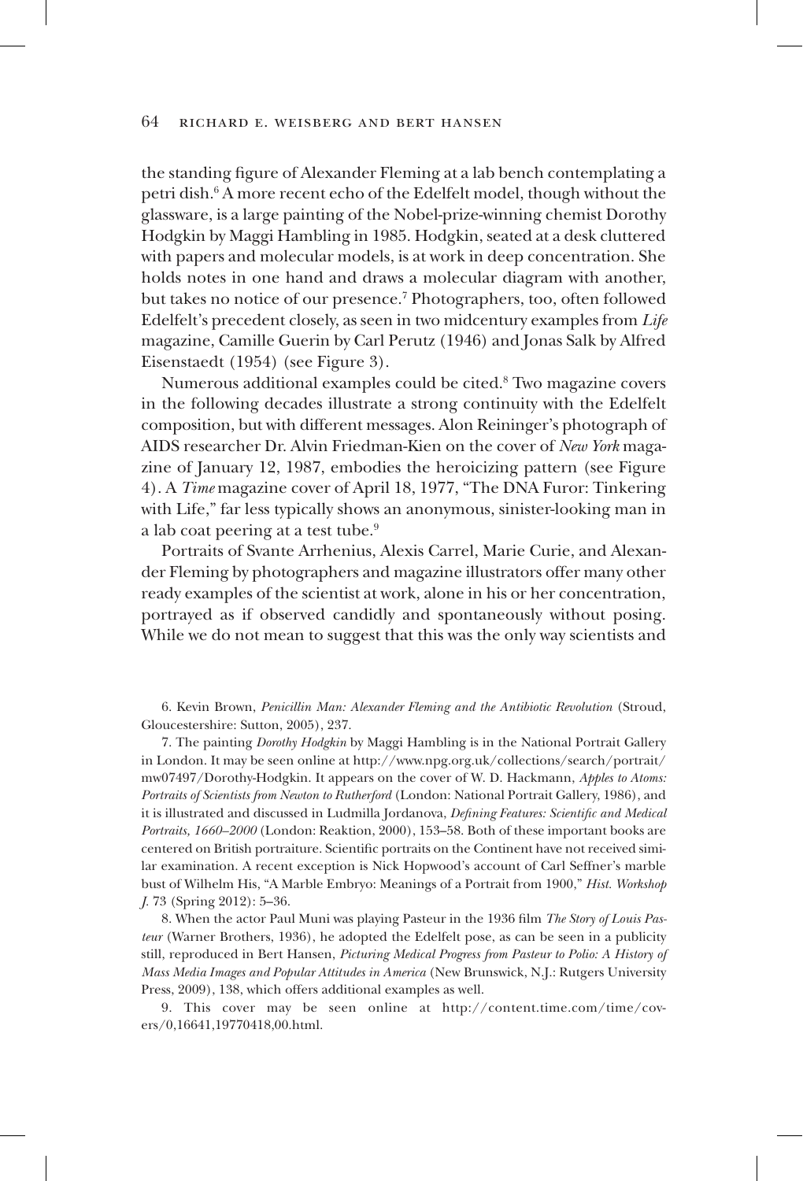the standing figure of Alexander Fleming at a lab bench contemplating a petri dish.[6] A more recent echo of the Edelfelt model, though without the glassware, is a large painting of the Nobel-prize-winning chemist Dorothy Hodgkin by Maggi Hambling in 1985. Hodgkin, seated at a desk cluttered with papers and molecular models, is at work in deep concentration. She holds notes in one hand and draws a molecular diagram with another, but takes no notice of our presence.[7] Photographers, too, often followed Edelfelt's precedent closely, as seen in two midcentury examples from *Life* magazine, Camille Guerin by Carl Perutz (1946) and Jonas Salk by Alfred Eisenstaedt (1954) (see Figure 3).

Numerous additional examples could be cited.[8] Two magazine covers in the following decades illustrate a strong continuity with the Edelfelt composition, but with different messages. Alon Reininger's photograph of AIDS researcher Dr. Alvin Friedman-Kien on the cover of *New York* magazine of January 12, 1987, embodies the heroicizing pattern (see Figure 4). A *Time* magazine cover of April 18, 1977, "The DNA Furor: Tinkering with Life," far less typically shows an anonymous, sinister-looking man in a lab coat peering at a test tube.[9]

Portraits of Svante Arrhenius, Alexis Carrel, Marie Curie, and Alexander Fleming by photographers and magazine illustrators offer many other ready examples of the scientist at work, alone in his or her concentration, portrayed as if observed candidly and spontaneously without posing. While we do not mean to suggest that this was the only way scientists and

6. Kevin Brown, *Penicillin Man: Alexander Fleming and the Antibiotic Revolution* (Stroud, Gloucestershire: Sutton, 2005), 237.

7. The painting *Dorothy Hodgkin* by Maggi Hambling is in the National Portrait Gallery in London. It may be seen online at http://www.npg.org.uk/collections/search/portrait/mw07497/Dorothy-Hodgkin. It appears on the cover of W. D. Hackmann, *Apples to Atoms: Portraits of Scientists from Newton to Rutherford* (London: National Portrait Gallery, 1986), and it is illustrated and discussed in Ludmilla Jordanova, *Defining Features: Scientific and Medical Portraits, 1660–2000* (London: Reaktion, 2000), 153–58. Both of these important books are centered on British portraiture. Scientific portraits on the Continent have not received similar examination. A recent exception is Nick Hopwood's account of Carl Seffner's marble bust of Wilhelm His, "A Marble Embryo: Meanings of a Portrait from 1900," *Hist. Workshop J.* 73 (Spring 2012): 5–36.

8. When the actor Paul Muni was playing Pasteur in the 1936 film *The Story of Louis Pasteur* (Warner Brothers, 1936), he adopted the Edelfelt pose, as can be seen in a publicity still, reproduced in Bert Hansen, *Picturing Medical Progress from Pasteur to Polio: A History of Mass Media Images and Popular Attitudes in America* (New Brunswick, N.J.: Rutgers University Press, 2009), 138, which offers additional examples as well.

9. This cover may be seen online at http://content.time.com/time/covers/0,16641,19770418,00.html.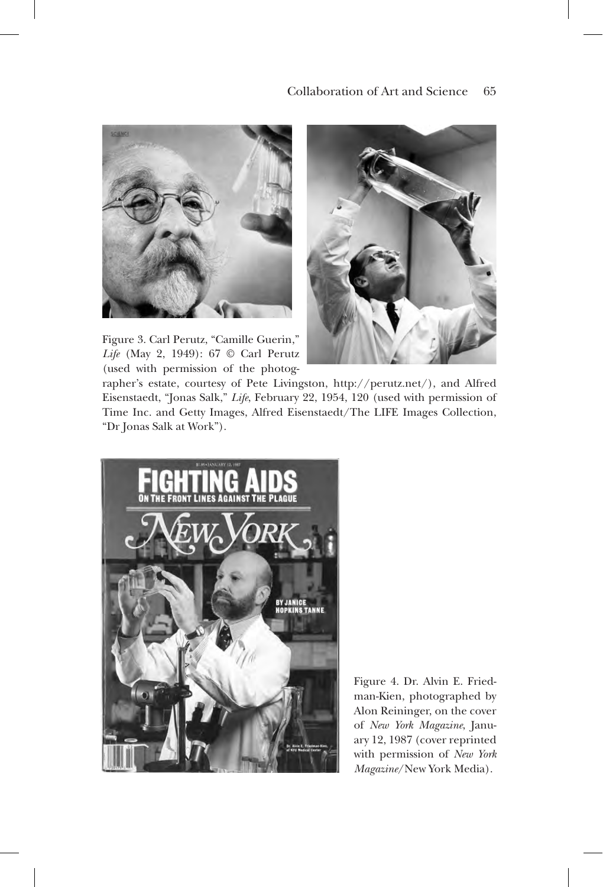Figure 3. Carl Perutz, "Camille Guerin," *Life* (May 2, 1949): 67 © Carl Perutz (used with permission of the photographer's estate, courtesy of Pete Livingston, http://perutz.net/), and Alfred Eisenstaedt, "Jonas Salk," *Life*, February 22, 1954, 120 (used with permission of Time Inc. and Getty Images, Alfred Eisenstaedt/The LIFE Images Collection, "Dr Jonas Salk at Work").

Figure 4. Dr. Alvin E. Friedman-Kien, photographed by Alon Reininger, on the cover of *New York Magazine*, January 12, 1987 (cover reprinted with permission of *New York Magazine*/New York Media).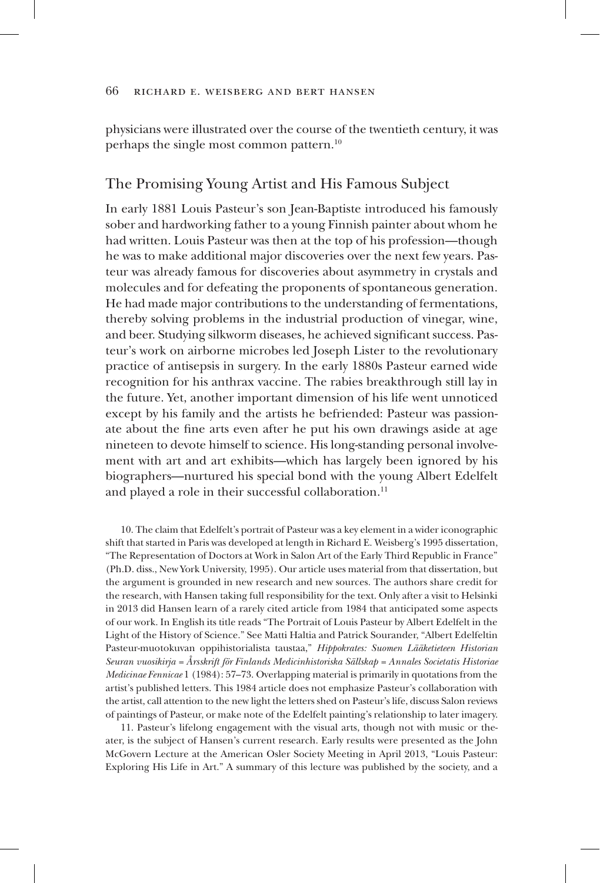physicians were illustrated over the course of the twentieth century, it was perhaps the single most common pattern.[10]

## The Promising Young Artist and His Famous Subject

In early 1881 Louis Pasteur's son Jean-Baptiste introduced his famously sober and hardworking father to a young Finnish painter about whom he had written. Louis Pasteur was then at the top of his profession—though he was to make additional major discoveries over the next few years. Pasteur was already famous for discoveries about asymmetry in crystals and molecules and for defeating the proponents of spontaneous generation. He had made major contributions to the understanding of fermentations, thereby solving problems in the industrial production of vinegar, wine, and beer. Studying silkworm diseases, he achieved significant success. Pasteur's work on airborne microbes led Joseph Lister to the revolutionary practice of antisepsis in surgery. In the early 1880s Pasteur earned wide recognition for his anthrax vaccine. The rabies breakthrough still lay in the future. Yet, another important dimension of his life went unnoticed except by his family and the artists he befriended: Pasteur was passionate about the fine arts even after he put his own drawings aside at age nineteen to devote himself to science. His long-standing personal involvement with art and art exhibits—which has largely been ignored by his biographers—nurtured his special bond with the young Albert Edelfelt and played a role in their successful collaboration.[11]

10. The claim that Edelfelt's portrait of Pasteur was a key element in a wider iconographic shift that started in Paris was developed at length in Richard E. Weisberg's 1995 dissertation, "The Representation of Doctors at Work in Salon Art of the Early Third Republic in France" (Ph.D. diss., New York University, 1995). Our article uses material from that dissertation, but the argument is grounded in new research and new sources. The authors share credit for the research, with Hansen taking full responsibility for the text. Only after a visit to Helsinki in 2013 did Hansen learn of a rarely cited article from 1984 that anticipated some aspects of our work. In English its title reads "The Portrait of Louis Pasteur by Albert Edelfelt in the Light of the History of Science." See Matti Haltia and Patrick Sourander, "Albert Edelfeltin Pasteur-muotokuvan oppihistorialista taustaa," *Hippokrates: Suomen Lääketieteen Historian Seuran vuosikirja = Årsskrift för Finlands Medicinhistoriska Sällskap = Annales Societatis Historiae Medicinae Fennicae* 1 (1984): 57–73. Overlapping material is primarily in quotations from the artist's published letters. This 1984 article does not emphasize Pasteur's collaboration with the artist, call attention to the new light the letters shed on Pasteur's life, discuss Salon reviews of paintings of Pasteur, or make note of the Edelfelt painting's relationship to later imagery.

11. Pasteur's lifelong engagement with the visual arts, though not with music or theater, is the subject of Hansen's current research. Early results were presented as the John McGovern Lecture at the American Osler Society Meeting in April 2013, "Louis Pasteur: Exploring His Life in Art." A summary of this lecture was published by the society, and a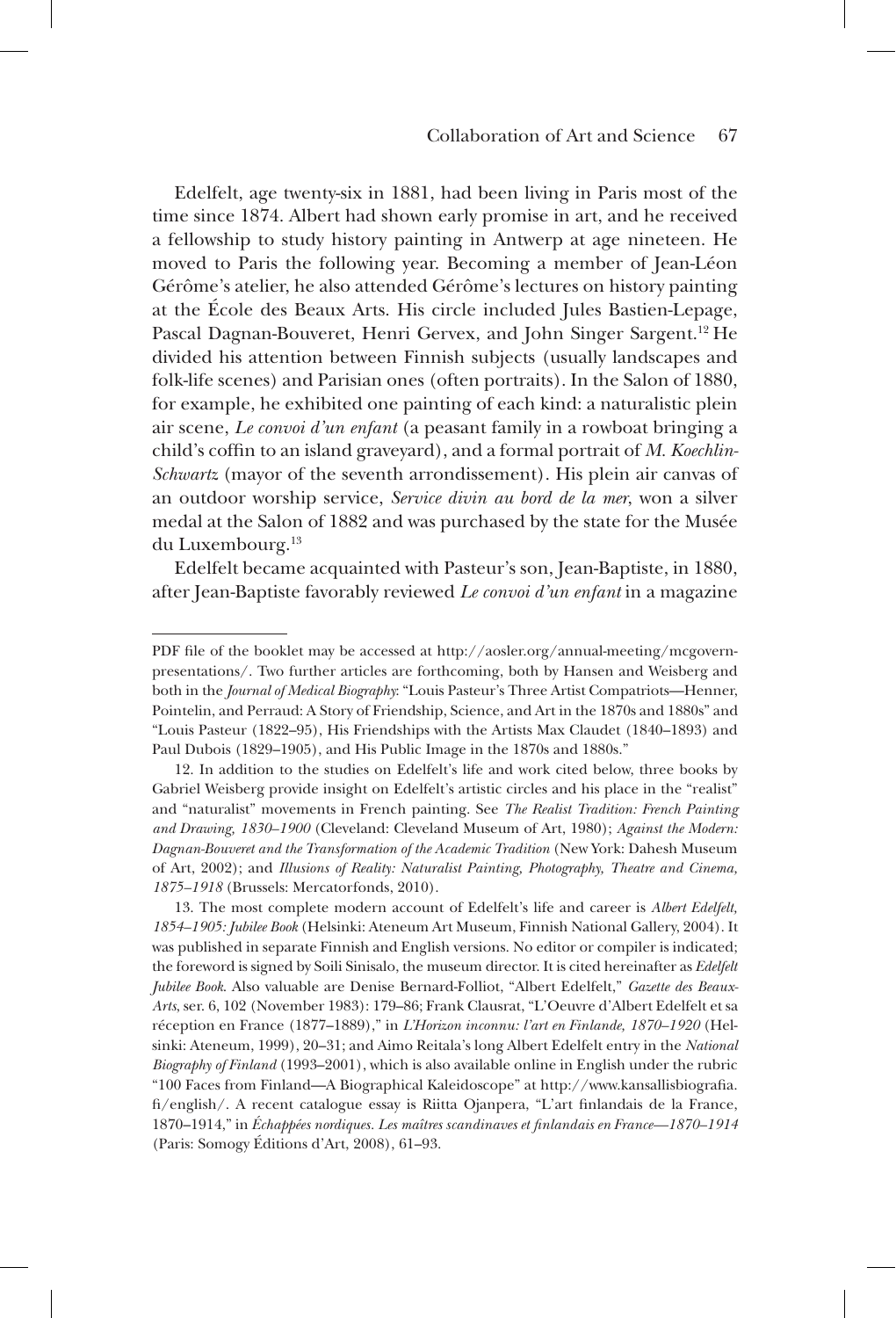Edelfelt, age twenty-six in 1881, had been living in Paris most of the time since 1874. Albert had shown early promise in art, and he received a fellowship to study history painting in Antwerp at age nineteen. He moved to Paris the following year. Becoming a member of Jean-Léon Gérôme's atelier, he also attended Gérôme's lectures on history painting at the École des Beaux Arts. His circle included Jules Bastien-Lepage, Pascal Dagnan-Bouveret, Henri Gervex, and John Singer Sargent.[12] He divided his attention between Finnish subjects (usually landscapes and folk-life scenes) and Parisian ones (often portraits). In the Salon of 1880, for example, he exhibited one painting of each kind: a naturalistic plein air scene, *Le convoi d'un enfant* (a peasant family in a rowboat bringing a child's coffin to an island graveyard), and a formal portrait of *M. Koechlin-Schwartz* (mayor of the seventh arrondissement). His plein air canvas of an outdoor worship service, *Service divin au bord de la mer*, won a silver medal at the Salon of 1882 and was purchased by the state for the Musée du Luxembourg.[13]

Edelfelt became acquainted with Pasteur's son, Jean-Baptiste, in 1880, after Jean-Baptiste favorably reviewed *Le convoi d'un enfant* in a magazine

---

PDF file of the booklet may be accessed at http://aosler.org/annual-meeting/mcgovern-presentations/. Two further articles are forthcoming, both by Hansen and Weisberg and both in the *Journal of Medical Biography*: "Louis Pasteur's Three Artist Compatriots—Henner, Pointelin, and Perraud: A Story of Friendship, Science, and Art in the 1870s and 1880s" and "Louis Pasteur (1822–95), His Friendships with the Artists Max Claudet (1840–1893) and Paul Dubois (1829–1905), and His Public Image in the 1870s and 1880s."

12. In addition to the studies on Edelfelt's life and work cited below, three books by Gabriel Weisberg provide insight on Edelfelt's artistic circles and his place in the "realist" and "naturalist" movements in French painting. See *The Realist Tradition: French Painting and Drawing, 1830–1900* (Cleveland: Cleveland Museum of Art, 1980); *Against the Modern: Dagnan-Bouveret and the Transformation of the Academic Tradition* (New York: Dahesh Museum of Art, 2002); and *Illusions of Reality: Naturalist Painting, Photography, Theatre and Cinema, 1875–1918* (Brussels: Mercatorfonds, 2010).

13. The most complete modern account of Edelfelt's life and career is *Albert Edelfelt, 1854–1905: Jubilee Book* (Helsinki: Ateneum Art Museum, Finnish National Gallery, 2004). It was published in separate Finnish and English versions. No editor or compiler is indicated; the foreword is signed by Soili Sinisalo, the museum director. It is cited hereinafter as *Edelfelt Jubilee Book*. Also valuable are Denise Bernard-Folliot, "Albert Edelfelt," *Gazette des Beaux-Arts*, ser. 6, 102 (November 1983): 179–86; Frank Clausrat, "L'Oeuvre d'Albert Edelfelt et sa réception en France (1877–1889)," in *L'Horizon inconnu: l'art en Finlande, 1870–1920* (Helsinki: Ateneum, 1999), 20–31; and Aimo Reitala's long Albert Edelfelt entry in the *National Biography of Finland* (1993–2001), which is also available online in English under the rubric "100 Faces from Finland—A Biographical Kaleidoscope" at http://www.kansallisbiografia.fi/english/. A recent catalogue essay is Riitta Ojanpera, "L'art finlandais de la France, 1870–1914," in *Échappées nordiques. Les maîtres scandinaves et finlandais en France—1870–1914* (Paris: Somogy Éditions d'Art, 2008), 61–93.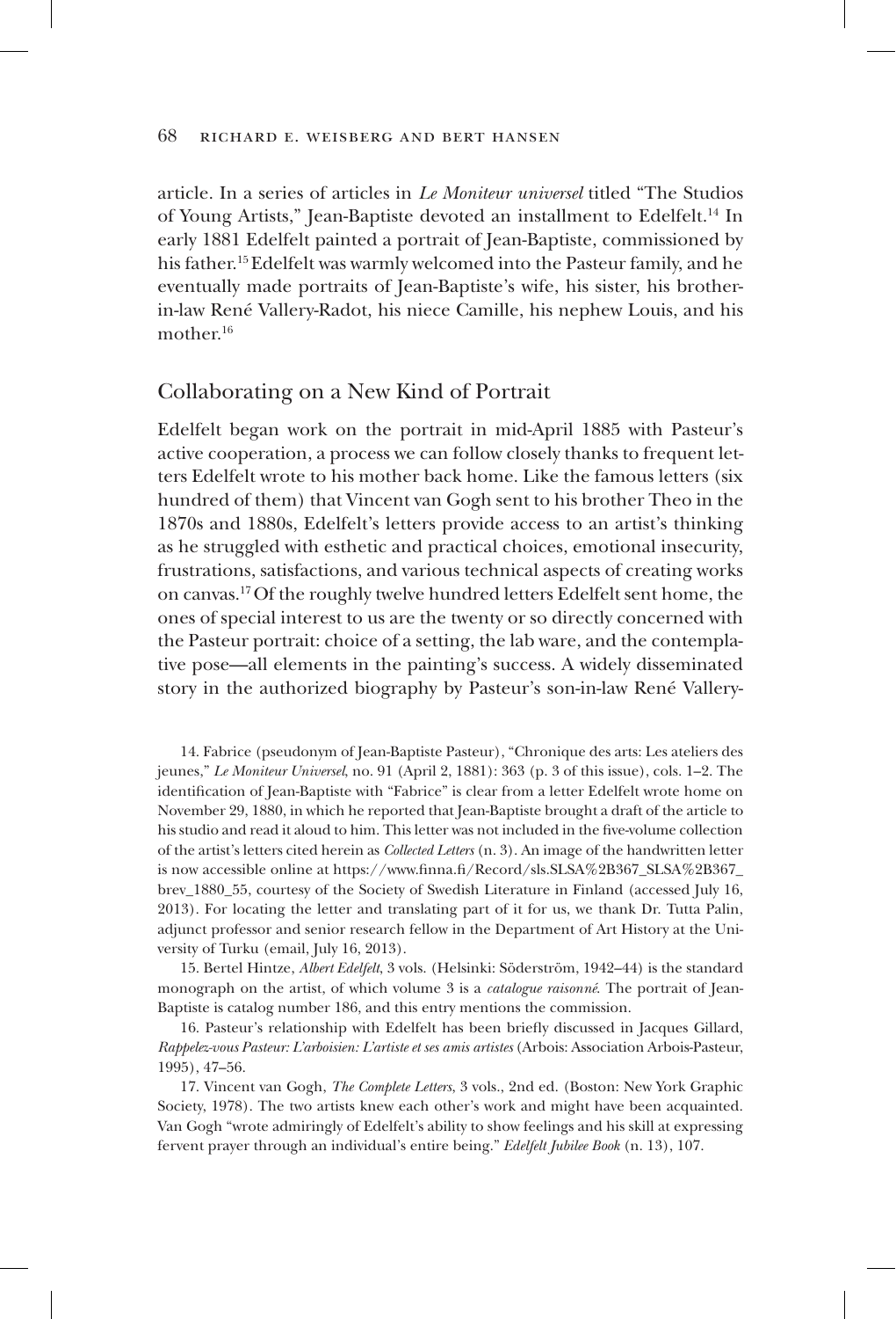article. In a series of articles in *Le Moniteur universel* titled "The Studios of Young Artists," Jean-Baptiste devoted an installment to Edelfelt.[14] In early 1881 Edelfelt painted a portrait of Jean-Baptiste, commissioned by his father.[15] Edelfelt was warmly welcomed into the Pasteur family, and he eventually made portraits of Jean-Baptiste's wife, his sister, his brother-in-law René Vallery-Radot, his niece Camille, his nephew Louis, and his mother.[16]

## Collaborating on a New Kind of Portrait

Edelfelt began work on the portrait in mid-April 1885 with Pasteur's active cooperation, a process we can follow closely thanks to frequent letters Edelfelt wrote to his mother back home. Like the famous letters (six hundred of them) that Vincent van Gogh sent to his brother Theo in the 1870s and 1880s, Edelfelt's letters provide access to an artist's thinking as he struggled with esthetic and practical choices, emotional insecurity, frustrations, satisfactions, and various technical aspects of creating works on canvas.[17] Of the roughly twelve hundred letters Edelfelt sent home, the ones of special interest to us are the twenty or so directly concerned with the Pasteur portrait: choice of a setting, the lab ware, and the contemplative pose—all elements in the painting's success. A widely disseminated story in the authorized biography by Pasteur's son-in-law René Vallery-

14. Fabrice (pseudonym of Jean-Baptiste Pasteur), "Chronique des arts: Les ateliers des jeunes," *Le Moniteur Universel*, no. 91 (April 2, 1881): 363 (p. 3 of this issue), cols. 1–2. The identification of Jean-Baptiste with "Fabrice" is clear from a letter Edelfelt wrote home on November 29, 1880, in which he reported that Jean-Baptiste brought a draft of the article to his studio and read it aloud to him. This letter was not included in the five-volume collection of the artist's letters cited herein as *Collected Letters* (n. 3). An image of the handwritten letter is now accessible online at https://www.finna.fi/Record/sls.SLSA%2B367_SLSA%2B367_brev_1880_55, courtesy of the Society of Swedish Literature in Finland (accessed July 16, 2013). For locating the letter and translating part of it for us, we thank Dr. Tutta Palin, adjunct professor and senior research fellow in the Department of Art History at the University of Turku (email, July 16, 2013).

15. Bertel Hintze, *Albert Edelfelt*, 3 vols. (Helsinki: Söderström, 1942–44) is the standard monograph on the artist, of which volume 3 is a *catalogue raisonné*. The portrait of Jean-Baptiste is catalog number 186, and this entry mentions the commission.

16. Pasteur's relationship with Edelfelt has been briefly discussed in Jacques Gillard, *Rappelez-vous Pasteur: L'arboisien: L'artiste et ses amis artistes* (Arbois: Association Arbois-Pasteur, 1995), 47–56.

17. Vincent van Gogh, *The Complete Letters*, 3 vols., 2nd ed. (Boston: New York Graphic Society, 1978). The two artists knew each other's work and might have been acquainted. Van Gogh "wrote admiringly of Edelfelt's ability to show feelings and his skill at expressing fervent prayer through an individual's entire being." *Edelfelt Jubilee Book* (n. 13), 107.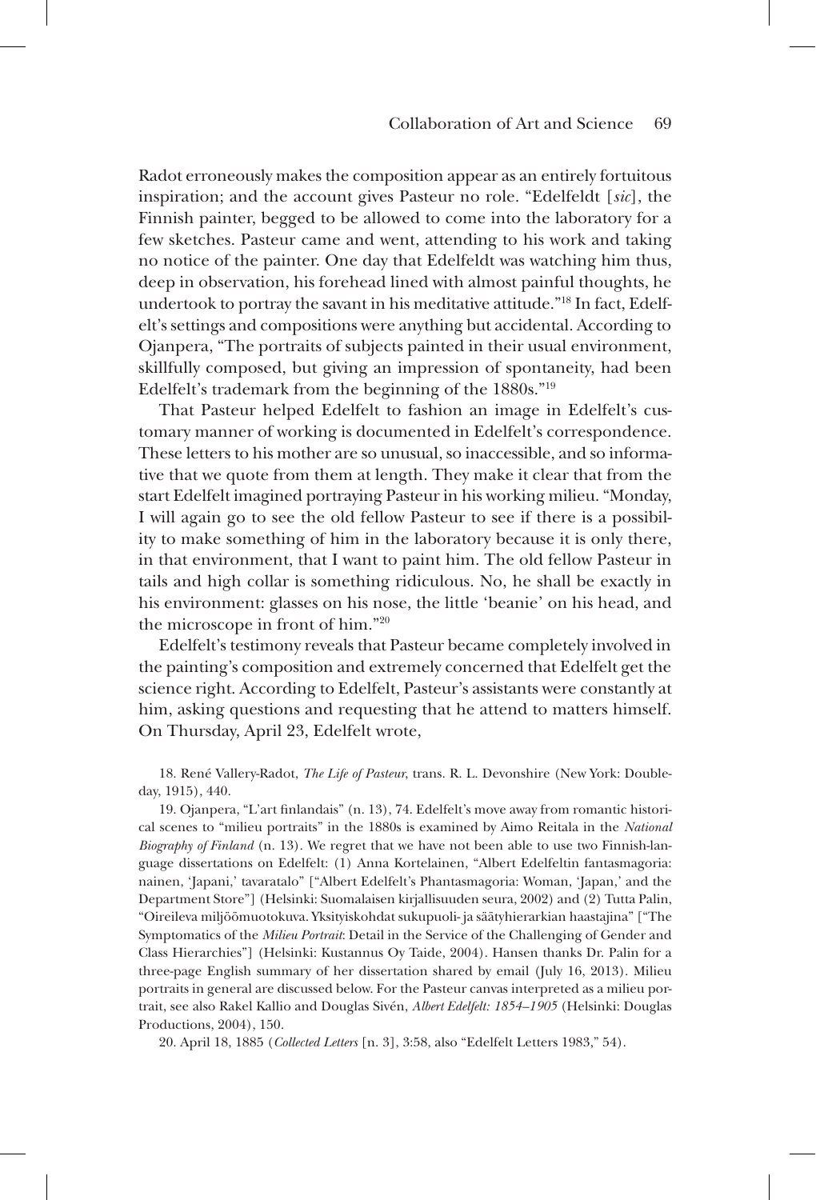Radot erroneously makes the composition appear as an entirely fortuitous inspiration; and the account gives Pasteur no role. "Edelfeldt [*sic*], the Finnish painter, begged to be allowed to come into the laboratory for a few sketches. Pasteur came and went, attending to his work and taking no notice of the painter. One day that Edelfeldt was watching him thus, deep in observation, his forehead lined with almost painful thoughts, he undertook to portray the savant in his meditative attitude."[18] In fact, Edelfelt's settings and compositions were anything but accidental. According to Ojanpera, "The portraits of subjects painted in their usual environment, skillfully composed, but giving an impression of spontaneity, had been Edelfelt's trademark from the beginning of the 1880s."[19]

That Pasteur helped Edelfelt to fashion an image in Edelfelt's customary manner of working is documented in Edelfelt's correspondence. These letters to his mother are so unusual, so inaccessible, and so informative that we quote from them at length. They make it clear that from the start Edelfelt imagined portraying Pasteur in his working milieu. "Monday, I will again go to see the old fellow Pasteur to see if there is a possibility to make something of him in the laboratory because it is only there, in that environment, that I want to paint him. The old fellow Pasteur in tails and high collar is something ridiculous. No, he shall be exactly in his environment: glasses on his nose, the little 'beanie' on his head, and the microscope in front of him."[20]

Edelfelt's testimony reveals that Pasteur became completely involved in the painting's composition and extremely concerned that Edelfelt get the science right. According to Edelfelt, Pasteur's assistants were constantly at him, asking questions and requesting that he attend to matters himself. On Thursday, April 23, Edelfelt wrote,

18. René Vallery-Radot, *The Life of Pasteur*, trans. R. L. Devonshire (New York: Doubleday, 1915), 440.

19. Ojanpera, "L'art finlandais" (n. 13), 74. Edelfelt's move away from romantic historical scenes to "milieu portraits" in the 1880s is examined by Aimo Reitala in the *National Biography of Finland* (n. 13). We regret that we have not been able to use two Finnish-language dissertations on Edelfelt: (1) Anna Kortelainen, "Albert Edelfeltin fantasmagoria: nainen, 'Japani,' tavaratalo" ["Albert Edelfelt's Phantasmagoria: Woman, 'Japan,' and the Department Store"] (Helsinki: Suomalaisen kirjallisuuden seura, 2002) and (2) Tutta Palin, "Oireileva miljöömuotokuva. Yksityiskohdat sukupuoli- ja säätyhierarkian haastajina" ["The Symptomatics of the *Milieu Portrait*: Detail in the Service of the Challenging of Gender and Class Hierarchies"] (Helsinki: Kustannus Oy Taide, 2004). Hansen thanks Dr. Palin for a three-page English summary of her dissertation shared by email (July 16, 2013). Milieu portraits in general are discussed below. For the Pasteur canvas interpreted as a milieu portrait, see also Rakel Kallio and Douglas Sivén, *Albert Edelfelt: 1854–1905* (Helsinki: Douglas Productions, 2004), 150.

20. April 18, 1885 (*Collected Letters* [n. 3], 3:58, also "Edelfelt Letters 1983," 54).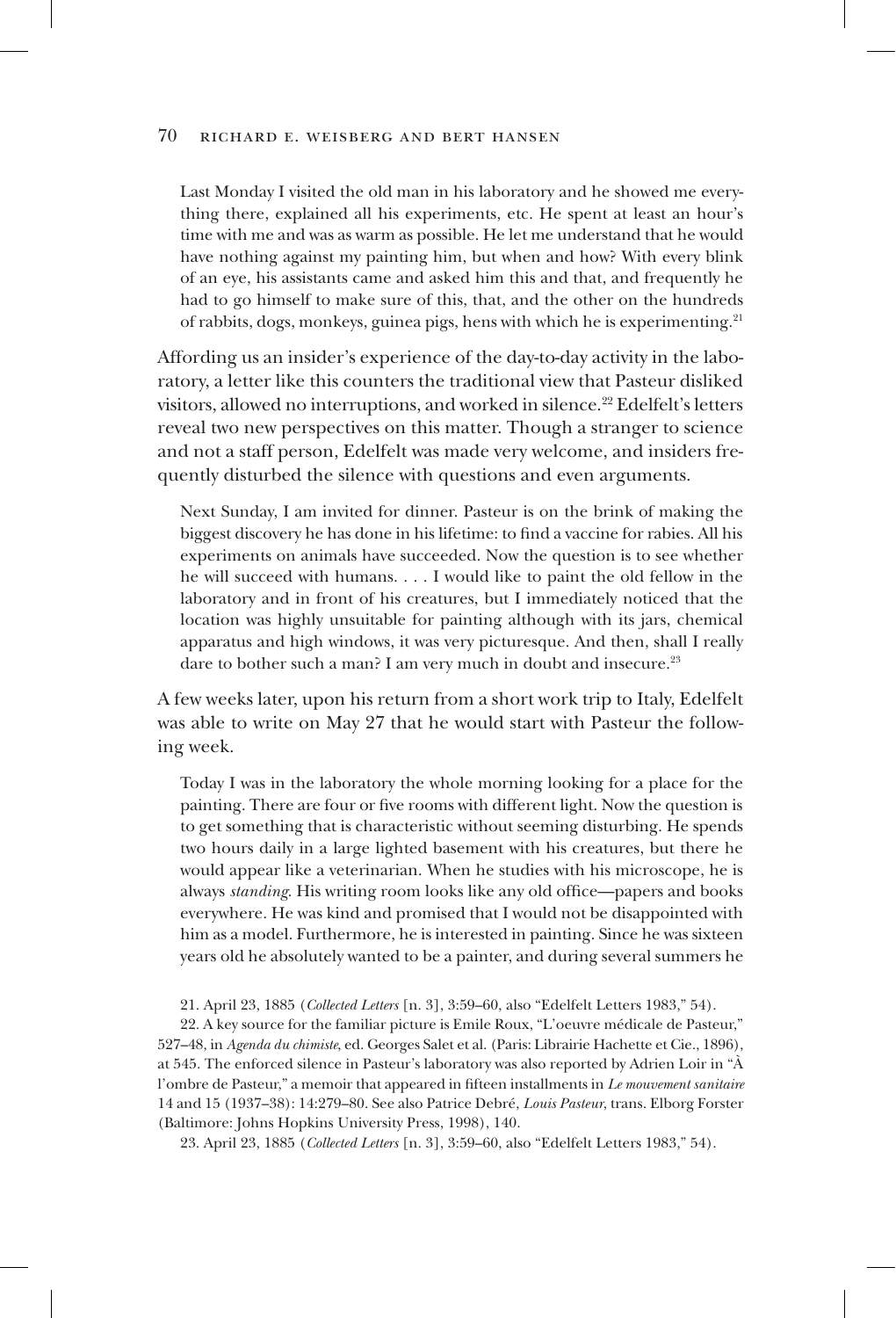> Last Monday I visited the old man in his laboratory and he showed me everything there, explained all his experiments, etc. He spent at least an hour's time with me and was as warm as possible. He let me understand that he would have nothing against my painting him, but when and how? With every blink of an eye, his assistants came and asked him this and that, and frequently he had to go himself to make sure of this, that, and the other on the hundreds of rabbits, dogs, monkeys, guinea pigs, hens with which he is experimenting.[21]

Affording us an insider's experience of the day-to-day activity in the laboratory, a letter like this counters the traditional view that Pasteur disliked visitors, allowed no interruptions, and worked in silence.[22] Edelfelt's letters reveal two new perspectives on this matter. Though a stranger to science and not a staff person, Edelfelt was made very welcome, and insiders frequently disturbed the silence with questions and even arguments.

> Next Sunday, I am invited for dinner. Pasteur is on the brink of making the biggest discovery he has done in his lifetime: to find a vaccine for rabies. All his experiments on animals have succeeded. Now the question is to see whether he will succeed with humans. . . . I would like to paint the old fellow in the laboratory and in front of his creatures, but I immediately noticed that the location was highly unsuitable for painting although with its jars, chemical apparatus and high windows, it was very picturesque. And then, shall I really dare to bother such a man? I am very much in doubt and insecure.[23]

A few weeks later, upon his return from a short work trip to Italy, Edelfelt was able to write on May 27 that he would start with Pasteur the following week.

> Today I was in the laboratory the whole morning looking for a place for the painting. There are four or five rooms with different light. Now the question is to get something that is characteristic without seeming disturbing. He spends two hours daily in a large lighted basement with his creatures, but there he would appear like a veterinarian. When he studies with his microscope, he is always *standing*. His writing room looks like any old office—papers and books everywhere. He was kind and promised that I would not be disappointed with him as a model. Furthermore, he is interested in painting. Since he was sixteen years old he absolutely wanted to be a painter, and during several summers he

21. April 23, 1885 (*Collected Letters* [n. 3], 3:59–60, also "Edelfelt Letters 1983," 54).

22. A key source for the familiar picture is Emile Roux, "L'oeuvre médicale de Pasteur," 527–48, in *Agenda du chimiste*, ed. Georges Salet et al. (Paris: Librairie Hachette et Cie., 1896), at 545. The enforced silence in Pasteur's laboratory was also reported by Adrien Loir in "À l'ombre de Pasteur," a memoir that appeared in fifteen installments in *Le mouvement sanitaire* 14 and 15 (1937–38): 14:279–80. See also Patrice Debré, *Louis Pasteur*, trans. Elborg Forster (Baltimore: Johns Hopkins University Press, 1998), 140.

23. April 23, 1885 (*Collected Letters* [n. 3], 3:59–60, also "Edelfelt Letters 1983," 54).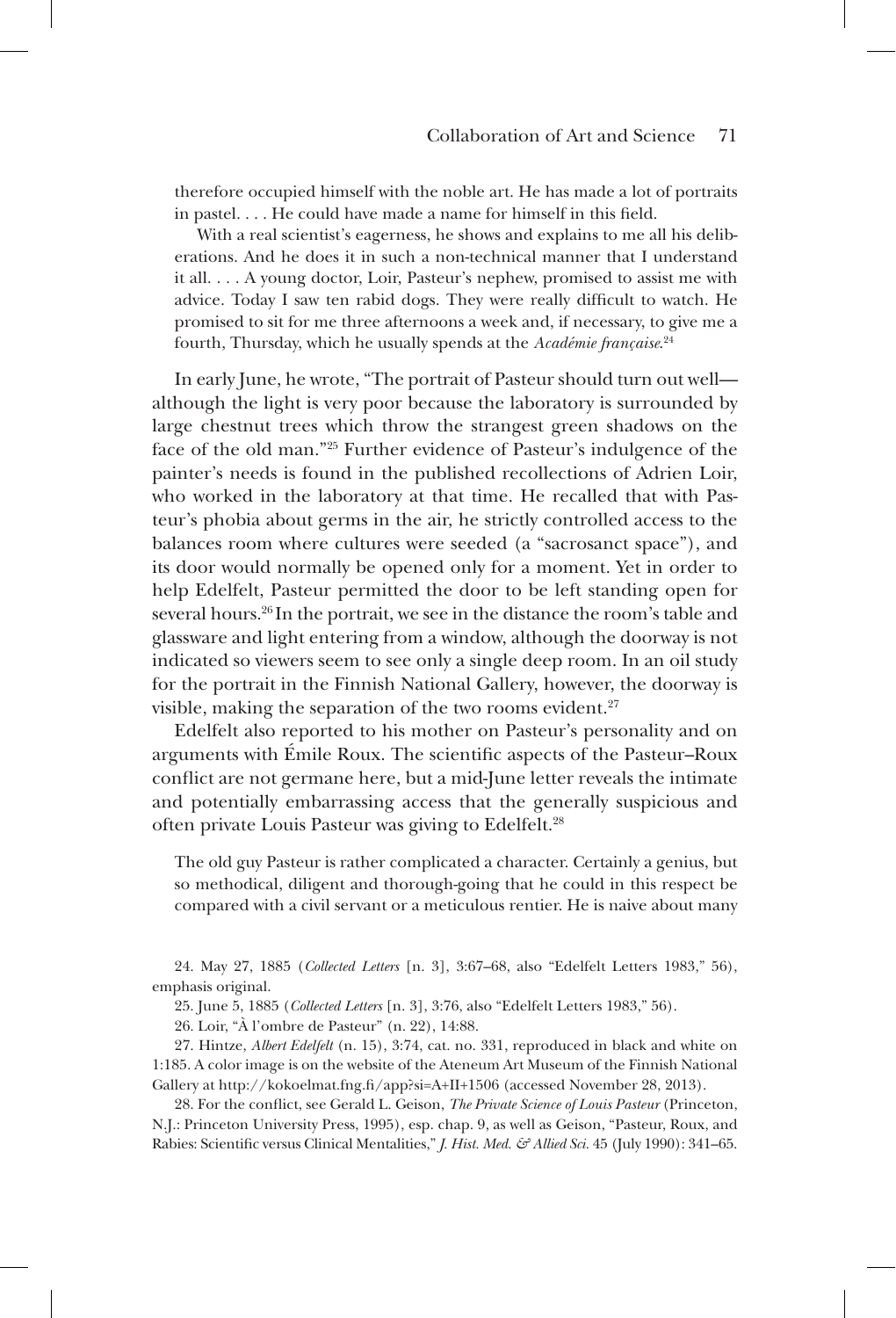therefore occupied himself with the noble art. He has made a lot of portraits in pastel. . . . He could have made a name for himself in this field.

With a real scientist's eagerness, he shows and explains to me all his deliberations. And he does it in such a non-technical manner that I understand it all. . . . A young doctor, Loir, Pasteur's nephew, promised to assist me with advice. Today I saw ten rabid dogs. They were really difficult to watch. He promised to sit for me three afternoons a week and, if necessary, to give me a fourth, Thursday, which he usually spends at the *Académie française*.[24]

In early June, he wrote, "The portrait of Pasteur should turn out well—although the light is very poor because the laboratory is surrounded by large chestnut trees which throw the strangest green shadows on the face of the old man."[25] Further evidence of Pasteur's indulgence of the painter's needs is found in the published recollections of Adrien Loir, who worked in the laboratory at that time. He recalled that with Pasteur's phobia about germs in the air, he strictly controlled access to the balances room where cultures were seeded (a "sacrosanct space"), and its door would normally be opened only for a moment. Yet in order to help Edelfelt, Pasteur permitted the door to be left standing open for several hours.[26] In the portrait, we see in the distance the room's table and glassware and light entering from a window, although the doorway is not indicated so viewers seem to see only a single deep room. In an oil study for the portrait in the Finnish National Gallery, however, the doorway is visible, making the separation of the two rooms evident.[27]

Edelfelt also reported to his mother on Pasteur's personality and on arguments with Émile Roux. The scientific aspects of the Pasteur–Roux conflict are not germane here, but a mid-June letter reveals the intimate and potentially embarrassing access that the generally suspicious and often private Louis Pasteur was giving to Edelfelt.[28]

The old guy Pasteur is rather complicated a character. Certainly a genius, but so methodical, diligent and thorough-going that he could in this respect be compared with a civil servant or a meticulous rentier. He is naive about many

24. May 27, 1885 (*Collected Letters* [n. 3], 3:67–68, also "Edelfelt Letters 1983," 56), emphasis original.

25. June 5, 1885 (*Collected Letters* [n. 3], 3:76, also "Edelfelt Letters 1983," 56).

26. Loir, "À l'ombre de Pasteur" (n. 22), 14:88.

27. Hintze, *Albert Edelfelt* (n. 15), 3:74, cat. no. 331, reproduced in black and white on 1:185. A color image is on the website of the Ateneum Art Museum of the Finnish National Gallery at http://kokoelmat.fng.fi/app?si=A+II+1506 (accessed November 28, 2013).

28. For the conflict, see Gerald L. Geison, *The Private Science of Louis Pasteur* (Princeton, N.J.: Princeton University Press, 1995), esp. chap. 9, as well as Geison, "Pasteur, Roux, and Rabies: Scientific versus Clinical Mentalities," *J. Hist. Med. & Allied Sci.* 45 (July 1990): 341–65.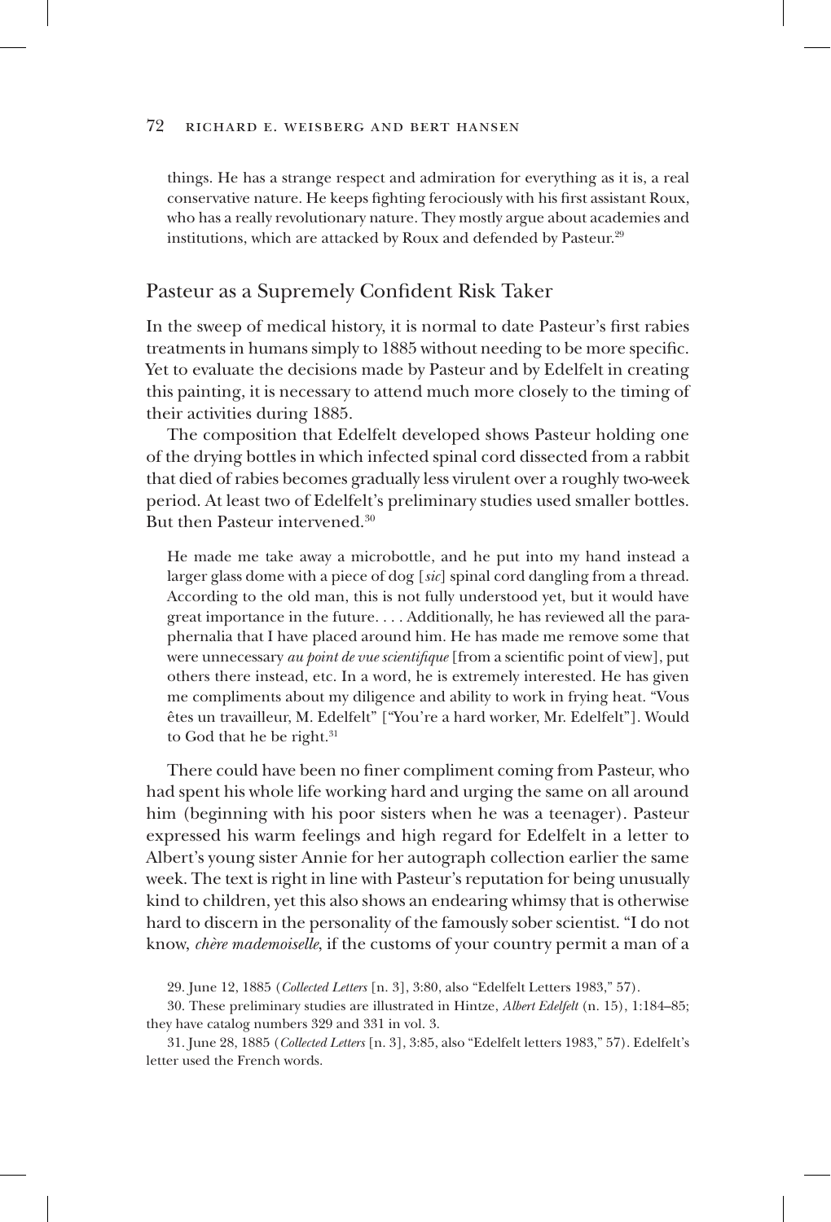things. He has a strange respect and admiration for everything as it is, a real conservative nature. He keeps fighting ferociously with his first assistant Roux, who has a really revolutionary nature. They mostly argue about academies and institutions, which are attacked by Roux and defended by Pasteur.[29]

## Pasteur as a Supremely Confident Risk Taker

In the sweep of medical history, it is normal to date Pasteur's first rabies treatments in humans simply to 1885 without needing to be more specific. Yet to evaluate the decisions made by Pasteur and by Edelfelt in creating this painting, it is necessary to attend much more closely to the timing of their activities during 1885.

The composition that Edelfelt developed shows Pasteur holding one of the drying bottles in which infected spinal cord dissected from a rabbit that died of rabies becomes gradually less virulent over a roughly two-week period. At least two of Edelfelt's preliminary studies used smaller bottles. But then Pasteur intervened.[30]

> He made me take away a microbottle, and he put into my hand instead a larger glass dome with a piece of dog [*sic*] spinal cord dangling from a thread. According to the old man, this is not fully understood yet, but it would have great importance in the future. . . . Additionally, he has reviewed all the paraphernalia that I have placed around him. He has made me remove some that were unnecessary *au point de vue scientifique* [from a scientific point of view], put others there instead, etc. In a word, he is extremely interested. He has given me compliments about my diligence and ability to work in frying heat. "Vous êtes un travailleur, M. Edelfelt" ["You're a hard worker, Mr. Edelfelt"]. Would to God that he be right.[31]

There could have been no finer compliment coming from Pasteur, who had spent his whole life working hard and urging the same on all around him (beginning with his poor sisters when he was a teenager). Pasteur expressed his warm feelings and high regard for Edelfelt in a letter to Albert's young sister Annie for her autograph collection earlier the same week. The text is right in line with Pasteur's reputation for being unusually kind to children, yet this also shows an endearing whimsy that is otherwise hard to discern in the personality of the famously sober scientist. "I do not know, *chère mademoiselle*, if the customs of your country permit a man of a

29. June 12, 1885 (*Collected Letters* [n. 3], 3:80, also "Edelfelt Letters 1983," 57).

30. These preliminary studies are illustrated in Hintze, *Albert Edelfelt* (n. 15), 1:184–85; they have catalog numbers 329 and 331 in vol. 3.

31. June 28, 1885 (*Collected Letters* [n. 3], 3:85, also "Edelfelt letters 1983," 57). Edelfelt's letter used the French words.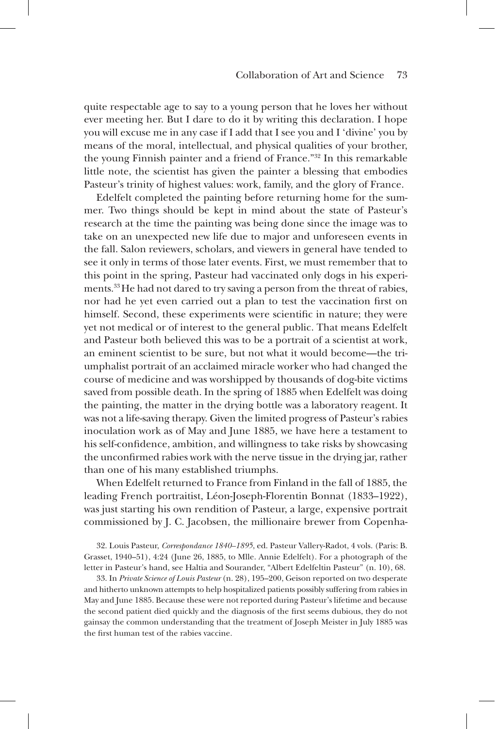quite respectable age to say to a young person that he loves her without ever meeting her. But I dare to do it by writing this declaration. I hope you will excuse me in any case if I add that I see you and I 'divine' you by means of the moral, intellectual, and physical qualities of your brother, the young Finnish painter and a friend of France."[32] In this remarkable little note, the scientist has given the painter a blessing that embodies Pasteur's trinity of highest values: work, family, and the glory of France.

Edelfelt completed the painting before returning home for the summer. Two things should be kept in mind about the state of Pasteur's research at the time the painting was being done since the image was to take on an unexpected new life due to major and unforeseen events in the fall. Salon reviewers, scholars, and viewers in general have tended to see it only in terms of those later events. First, we must remember that to this point in the spring, Pasteur had vaccinated only dogs in his experiments.[33] He had not dared to try saving a person from the threat of rabies, nor had he yet even carried out a plan to test the vaccination first on himself. Second, these experiments were scientific in nature; they were yet not medical or of interest to the general public. That means Edelfelt and Pasteur both believed this was to be a portrait of a scientist at work, an eminent scientist to be sure, but not what it would become—the triumphalist portrait of an acclaimed miracle worker who had changed the course of medicine and was worshipped by thousands of dog-bite victims saved from possible death. In the spring of 1885 when Edelfelt was doing the painting, the matter in the drying bottle was a laboratory reagent. It was not a life-saving therapy. Given the limited progress of Pasteur's rabies inoculation work as of May and June 1885, we have here a testament to his self-confidence, ambition, and willingness to take risks by showcasing the unconfirmed rabies work with the nerve tissue in the drying jar, rather than one of his many established triumphs.

When Edelfelt returned to France from Finland in the fall of 1885, the leading French portraitist, Léon-Joseph-Florentin Bonnat (1833–1922), was just starting his own rendition of Pasteur, a large, expensive portrait commissioned by J. C. Jacobsen, the millionaire brewer from Copenha-

32. Louis Pasteur, *Correspondance 1840–1895*, ed. Pasteur Vallery-Radot, 4 vols. (Paris: B. Grasset, 1940–51), 4:24 (June 26, 1885, to Mlle. Annie Edelfelt). For a photograph of the letter in Pasteur's hand, see Haltia and Sourander, "Albert Edelfeltin Pasteur" (n. 10), 68.

33. In *Private Science of Louis Pasteur* (n. 28), 195–200, Geison reported on two desperate and hitherto unknown attempts to help hospitalized patients possibly suffering from rabies in May and June 1885. Because these were not reported during Pasteur's lifetime and because the second patient died quickly and the diagnosis of the first seems dubious, they do not gainsay the common understanding that the treatment of Joseph Meister in July 1885 was the first human test of the rabies vaccine.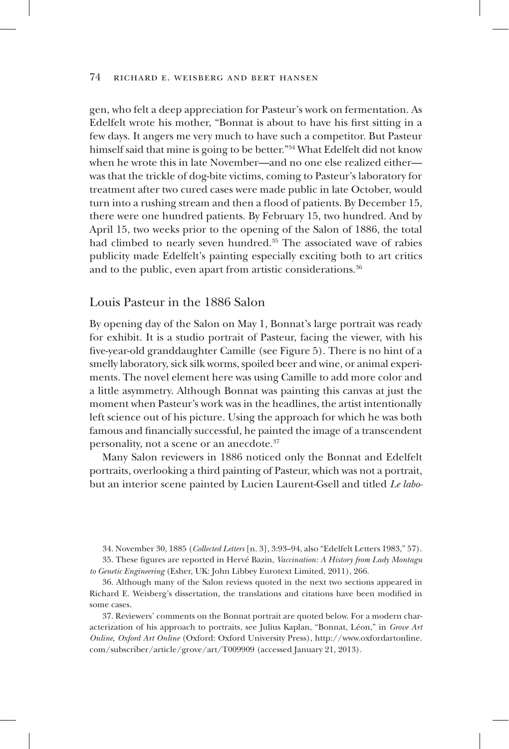gen, who felt a deep appreciation for Pasteur's work on fermentation. As Edelfelt wrote his mother, "Bonnat is about to have his first sitting in a few days. It angers me very much to have such a competitor. But Pasteur himself said that mine is going to be better."[34] What Edelfelt did not know when he wrote this in late November—and no one else realized either—was that the trickle of dog-bite victims, coming to Pasteur's laboratory for treatment after two cured cases were made public in late October, would turn into a rushing stream and then a flood of patients. By December 15, there were one hundred patients. By February 15, two hundred. And by April 15, two weeks prior to the opening of the Salon of 1886, the total had climbed to nearly seven hundred.[35] The associated wave of rabies publicity made Edelfelt's painting especially exciting both to art critics and to the public, even apart from artistic considerations.[36]

## Louis Pasteur in the 1886 Salon

By opening day of the Salon on May 1, Bonnat's large portrait was ready for exhibit. It is a studio portrait of Pasteur, facing the viewer, with his five-year-old granddaughter Camille (see Figure 5). There is no hint of a smelly laboratory, sick silk worms, spoiled beer and wine, or animal experiments. The novel element here was using Camille to add more color and a little asymmetry. Although Bonnat was painting this canvas at just the moment when Pasteur's work was in the headlines, the artist intentionally left science out of his picture. Using the approach for which he was both famous and financially successful, he painted the image of a transcendent personality, not a scene or an anecdote.[37]

Many Salon reviewers in 1886 noticed only the Bonnat and Edelfelt portraits, overlooking a third painting of Pasteur, which was not a portrait, but an interior scene painted by Lucien Laurent-Gsell and titled *Le labo-*

34. November 30, 1885 (*Collected Letters* [n. 3], 3:93–94, also "Edelfelt Letters 1983," 57).

35. These figures are reported in Hervé Bazin, *Vaccination: A History from Lady Montagu to Genetic Engineering* (Esher, UK: John Libbey Eurotext Limited, 2011), 266.

36. Although many of the Salon reviews quoted in the next two sections appeared in Richard E. Weisberg's dissertation, the translations and citations have been modified in some cases.

37. Reviewers' comments on the Bonnat portrait are quoted below. For a modern characterization of his approach to portraits, see Julius Kaplan, "Bonnat, Léon," in *Grove Art Online, Oxford Art Online* (Oxford: Oxford University Press), http://www.oxfordartonline.com/subscriber/article/grove/art/T009909 (accessed January 21, 2013).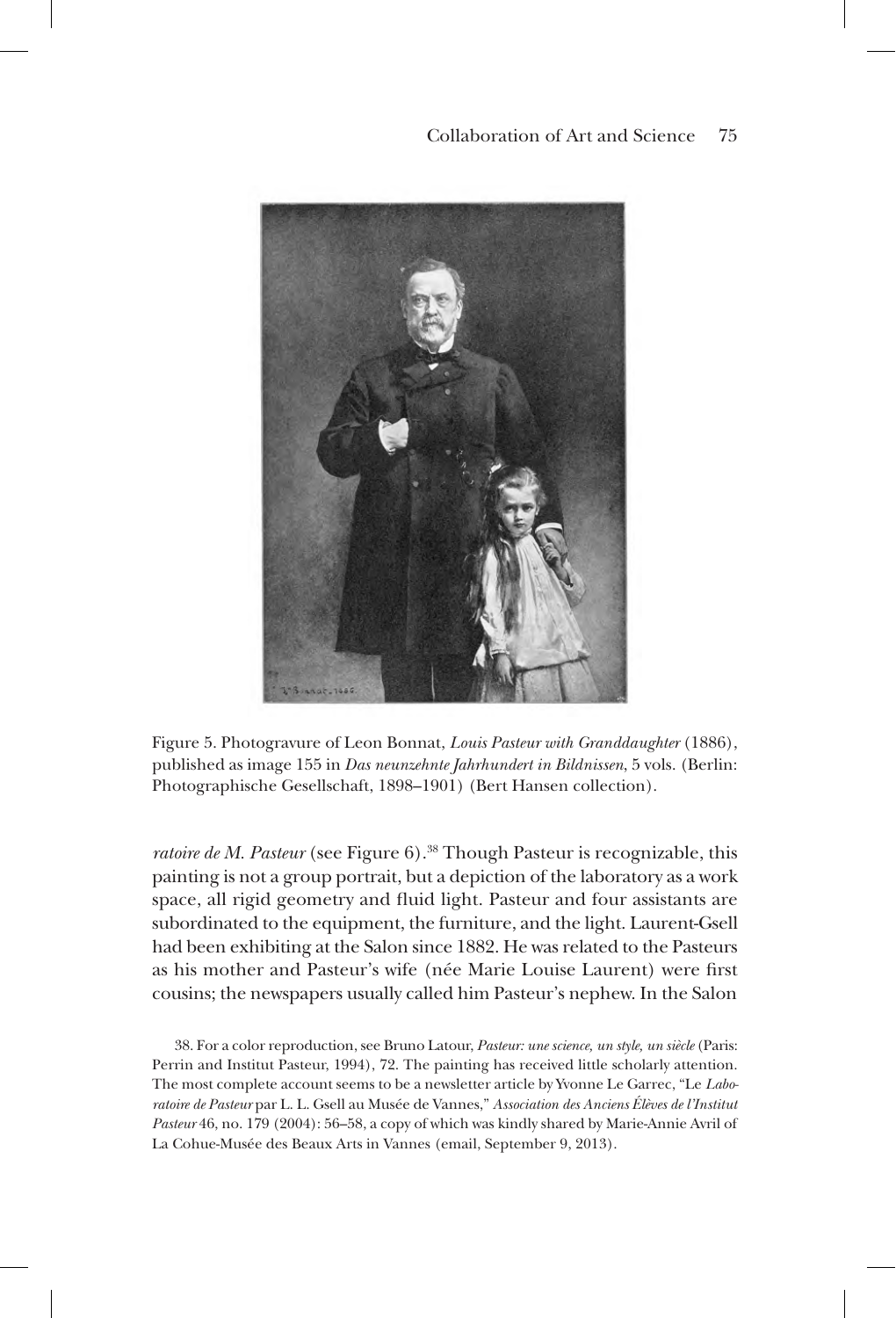Figure 5. Photogravure of Leon Bonnat, *Louis Pasteur with Granddaughter* (1886), published as image 155 in *Das neunzehnte Jahrhundert in Bildnissen*, 5 vols. (Berlin: Photographische Gesellschaft, 1898–1901) (Bert Hansen collection).

*ratoire de M. Pasteur* (see Figure 6).[38] Though Pasteur is recognizable, this painting is not a group portrait, but a depiction of the laboratory as a work space, all rigid geometry and fluid light. Pasteur and four assistants are subordinated to the equipment, the furniture, and the light. Laurent-Gsell had been exhibiting at the Salon since 1882. He was related to the Pasteurs as his mother and Pasteur's wife (née Marie Louise Laurent) were first cousins; the newspapers usually called him Pasteur's nephew. In the Salon

38. For a color reproduction, see Bruno Latour, *Pasteur: une science, un style, un siècle* (Paris: Perrin and Institut Pasteur, 1994), 72. The painting has received little scholarly attention. The most complete account seems to be a newsletter article by Yvonne Le Garrec, "Le *Laboratoire de Pasteur* par L. L. Gsell au Musée de Vannes," *Association des Anciens Élèves de l'Institut Pasteur* 46, no. 179 (2004): 56–58, a copy of which was kindly shared by Marie-Annie Avril of La Cohue-Musée des Beaux Arts in Vannes (email, September 9, 2013).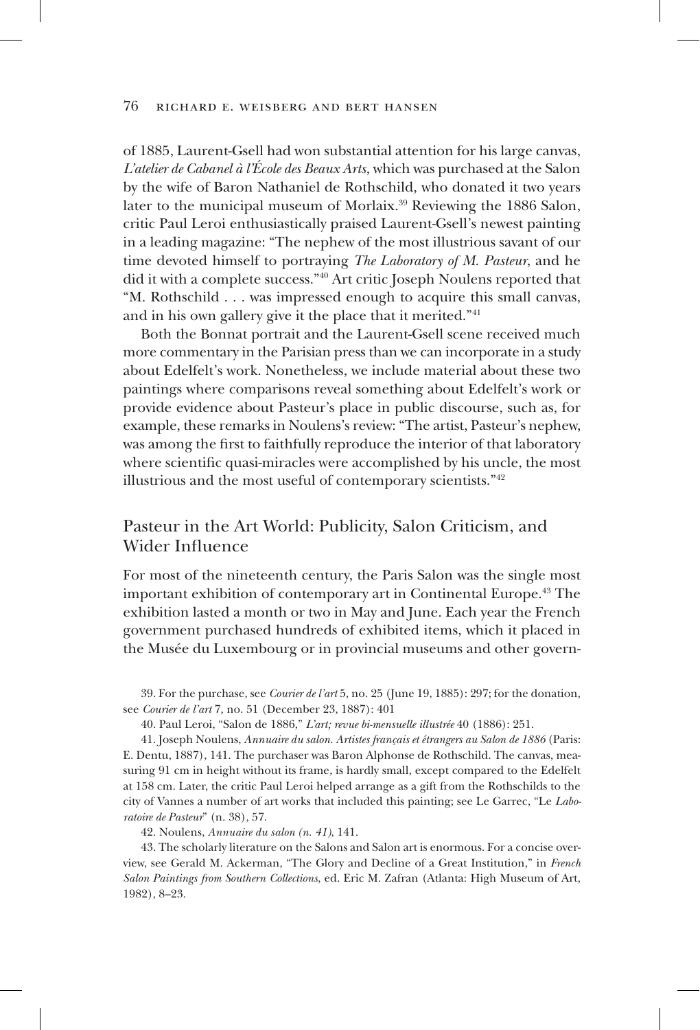of 1885, Laurent-Gsell had won substantial attention for his large canvas, *L'atelier de Cabanel à l'École des Beaux Arts*, which was purchased at the Salon by the wife of Baron Nathaniel de Rothschild, who donated it two years later to the municipal museum of Morlaix.[39] Reviewing the 1886 Salon, critic Paul Leroi enthusiastically praised Laurent-Gsell's newest painting in a leading magazine: "The nephew of the most illustrious savant of our time devoted himself to portraying *The Laboratory of M. Pasteur*, and he did it with a complete success."[40] Art critic Joseph Noulens reported that "M. Rothschild . . . was impressed enough to acquire this small canvas, and in his own gallery give it the place that it merited."[41]

Both the Bonnat portrait and the Laurent-Gsell scene received much more commentary in the Parisian press than we can incorporate in a study about Edelfelt's work. Nonetheless, we include material about these two paintings where comparisons reveal something about Edelfelt's work or provide evidence about Pasteur's place in public discourse, such as, for example, these remarks in Noulens's review: "The artist, Pasteur's nephew, was among the first to faithfully reproduce the interior of that laboratory where scientific quasi-miracles were accomplished by his uncle, the most illustrious and the most useful of contemporary scientists."[42]

## Pasteur in the Art World: Publicity, Salon Criticism, and Wider Influence

For most of the nineteenth century, the Paris Salon was the single most important exhibition of contemporary art in Continental Europe.[43] The exhibition lasted a month or two in May and June. Each year the French government purchased hundreds of exhibited items, which it placed in the Musée du Luxembourg or in provincial museums and other govern-

39. For the purchase, see *Courier de l'art* 5, no. 25 (June 19, 1885): 297; for the donation, see *Courier de l'art* 7, no. 51 (December 23, 1887): 401

40. Paul Leroi, "Salon de 1886," *L'art; revue bi-mensuelle illustrée* 40 (1886): 251.

41. Joseph Noulens, *Annuaire du salon. Artistes français et étrangers au Salon de 1886* (Paris: E. Dentu, 1887), 141. The purchaser was Baron Alphonse de Rothschild. The canvas, measuring 91 cm in height without its frame, is hardly small, except compared to the Edelfelt at 158 cm. Later, the critic Paul Leroi helped arrange as a gift from the Rothschilds to the city of Vannes a number of art works that included this painting; see Le Garrec, "Le *Laboratoire de Pasteur*" (n. 38), 57.

42. Noulens, *Annuaire du salon (n. 41)*, 141.

43. The scholarly literature on the Salons and Salon art is enormous. For a concise overview, see Gerald M. Ackerman, "The Glory and Decline of a Great Institution," in *French Salon Paintings from Southern Collections*, ed. Eric M. Zafran (Atlanta: High Museum of Art, 1982), 8–23.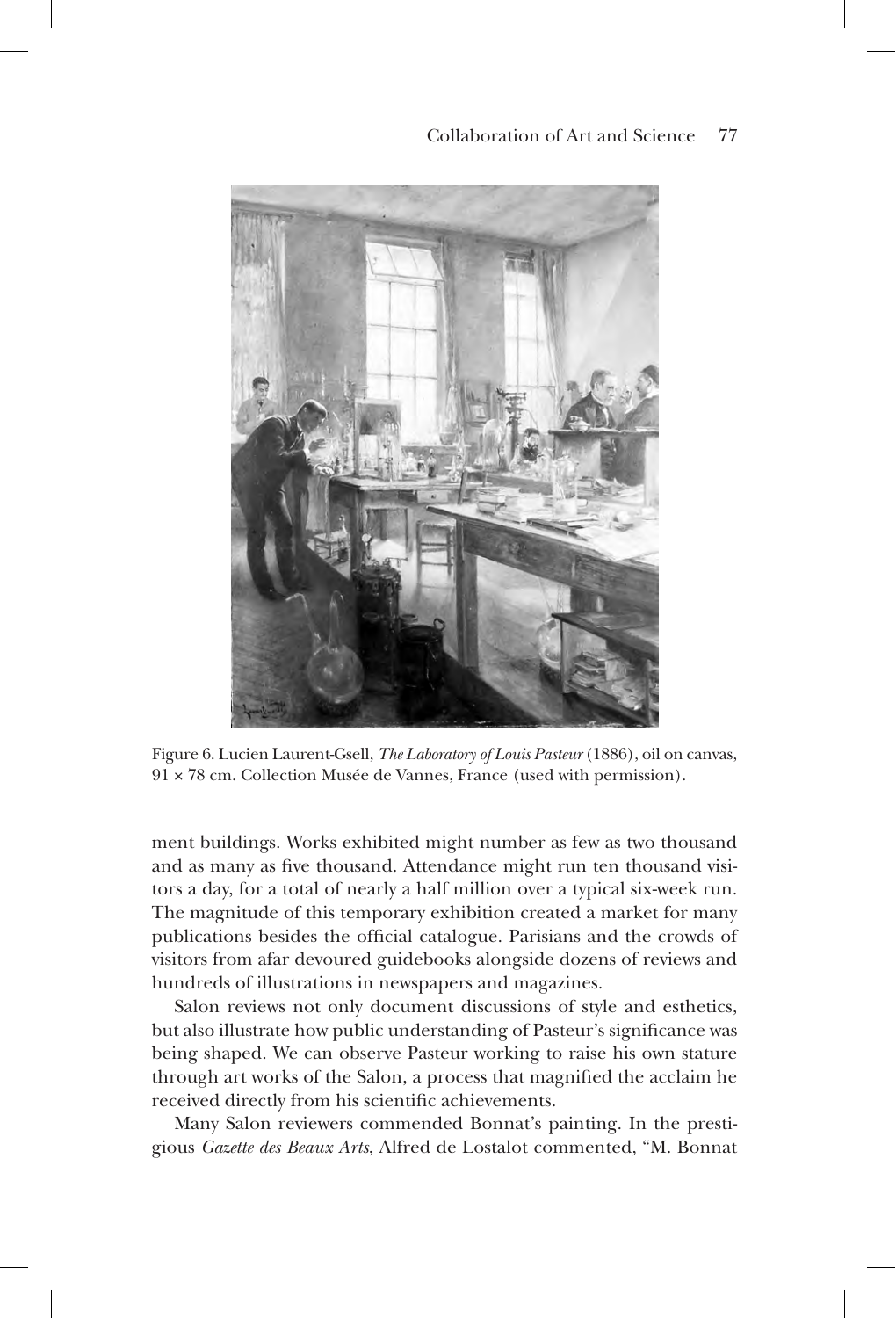Figure 6. Lucien Laurent-Gsell, *The Laboratory of Louis Pasteur* (1886), oil on canvas, 91 × 78 cm. Collection Musée de Vannes, France (used with permission).

ment buildings. Works exhibited might number as few as two thousand and as many as five thousand. Attendance might run ten thousand visitors a day, for a total of nearly a half million over a typical six-week run. The magnitude of this temporary exhibition created a market for many publications besides the official catalogue. Parisians and the crowds of visitors from afar devoured guidebooks alongside dozens of reviews and hundreds of illustrations in newspapers and magazines.

Salon reviews not only document discussions of style and esthetics, but also illustrate how public understanding of Pasteur's significance was being shaped. We can observe Pasteur working to raise his own stature through art works of the Salon, a process that magnified the acclaim he received directly from his scientific achievements.

Many Salon reviewers commended Bonnat's painting. In the prestigious *Gazette des Beaux Arts*, Alfred de Lostalot commented, "M. Bonnat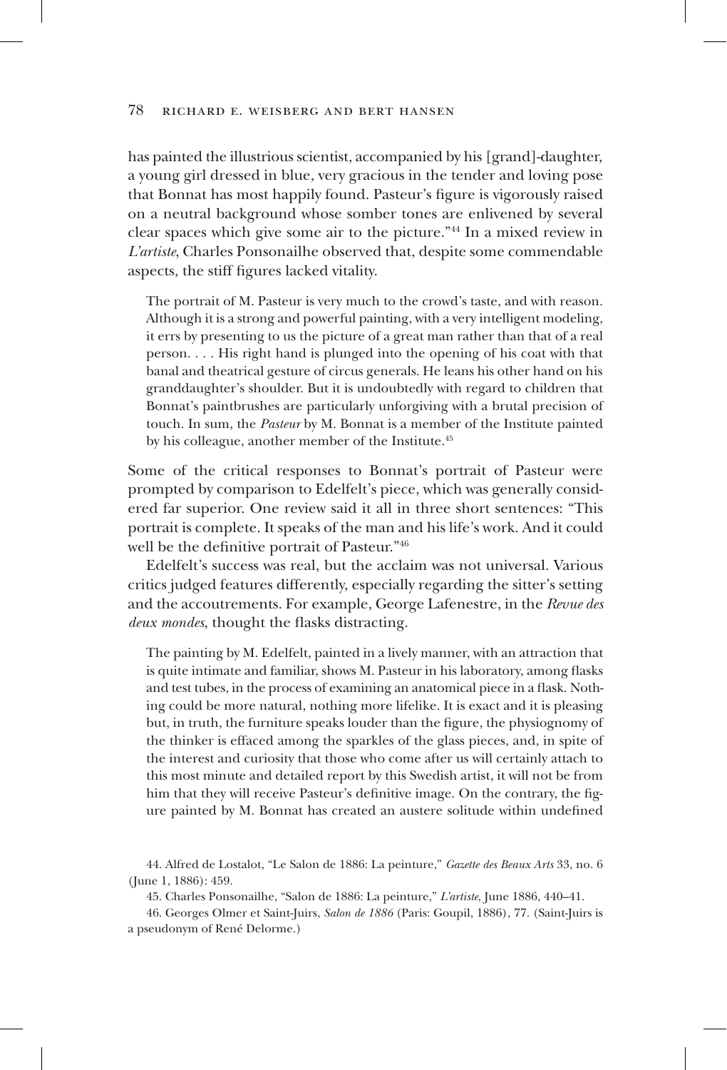has painted the illustrious scientist, accompanied by his [grand]-daughter, a young girl dressed in blue, very gracious in the tender and loving pose that Bonnat has most happily found. Pasteur's figure is vigorously raised on a neutral background whose somber tones are enlivened by several clear spaces which give some air to the picture."[44] In a mixed review in *L'artiste*, Charles Ponsonailhe observed that, despite some commendable aspects, the stiff figures lacked vitality.

> The portrait of M. Pasteur is very much to the crowd's taste, and with reason. Although it is a strong and powerful painting, with a very intelligent modeling, it errs by presenting to us the picture of a great man rather than that of a real person. . . . His right hand is plunged into the opening of his coat with that banal and theatrical gesture of circus generals. He leans his other hand on his granddaughter's shoulder. But it is undoubtedly with regard to children that Bonnat's paintbrushes are particularly unforgiving with a brutal precision of touch. In sum, the *Pasteur* by M. Bonnat is a member of the Institute painted by his colleague, another member of the Institute.[45]

Some of the critical responses to Bonnat's portrait of Pasteur were prompted by comparison to Edelfelt's piece, which was generally considered far superior. One review said it all in three short sentences: "This portrait is complete. It speaks of the man and his life's work. And it could well be the definitive portrait of Pasteur."[46]

Edelfelt's success was real, but the acclaim was not universal. Various critics judged features differently, especially regarding the sitter's setting and the accoutrements. For example, George Lafenestre, in the *Revue des deux mondes*, thought the flasks distracting.

> The painting by M. Edelfelt, painted in a lively manner, with an attraction that is quite intimate and familiar, shows M. Pasteur in his laboratory, among flasks and test tubes, in the process of examining an anatomical piece in a flask. Nothing could be more natural, nothing more lifelike. It is exact and it is pleasing but, in truth, the furniture speaks louder than the figure, the physiognomy of the thinker is effaced among the sparkles of the glass pieces, and, in spite of the interest and curiosity that those who come after us will certainly attach to this most minute and detailed report by this Swedish artist, it will not be from him that they will receive Pasteur's definitive image. On the contrary, the figure painted by M. Bonnat has created an austere solitude within undefined

44. Alfred de Lostalot, "Le Salon de 1886: La peinture," *Gazette des Beaux Arts* 33, no. 6 (June 1, 1886): 459.

45. Charles Ponsonailhe, "Salon de 1886: La peinture," *L'artiste*, June 1886, 440–41.

46. Georges Olmer et Saint-Juirs, *Salon de 1886* (Paris: Goupil, 1886), 77. (Saint-Juirs is a pseudonym of René Delorme.)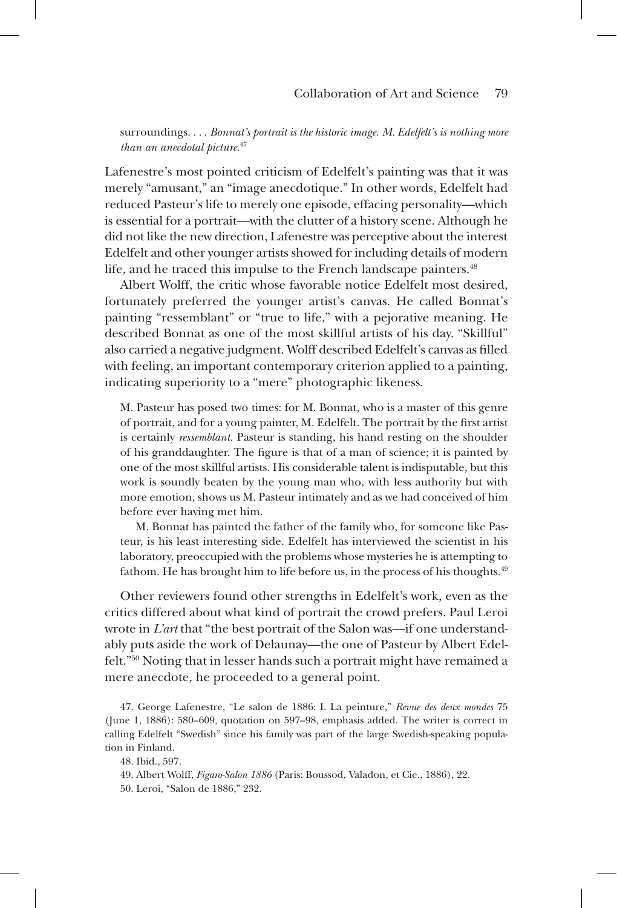surroundings. . . . *Bonnat's portrait is the historic image. M. Edelfelt's is nothing more than an anecdotal picture.*[47]

Lafenestre's most pointed criticism of Edelfelt's painting was that it was merely "amusant," an "image anecdotique." In other words, Edelfelt had reduced Pasteur's life to merely one episode, effacing personality—which is essential for a portrait—with the clutter of a history scene. Although he did not like the new direction, Lafenestre was perceptive about the interest Edelfelt and other younger artists showed for including details of modern life, and he traced this impulse to the French landscape painters.[48]

Albert Wolff, the critic whose favorable notice Edelfelt most desired, fortunately preferred the younger artist's canvas. He called Bonnat's painting "ressemblant" or "true to life," with a pejorative meaning. He described Bonnat as one of the most skillful artists of his day. "Skillful" also carried a negative judgment. Wolff described Edelfelt's canvas as filled with feeling, an important contemporary criterion applied to a painting, indicating superiority to a "mere" photographic likeness.

> M. Pasteur has posed two times: for M. Bonnat, who is a master of this genre of portrait, and for a young painter, M. Edelfelt. The portrait by the first artist is certainly *ressemblant*. Pasteur is standing, his hand resting on the shoulder of his granddaughter. The figure is that of a man of science; it is painted by one of the most skillful artists. His considerable talent is indisputable, but this work is soundly beaten by the young man who, with less authority but with more emotion, shows us M. Pasteur intimately and as we had conceived of him before ever having met him.
>
> M. Bonnat has painted the father of the family who, for someone like Pasteur, is his least interesting side. Edelfelt has interviewed the scientist in his laboratory, preoccupied with the problems whose mysteries he is attempting to fathom. He has brought him to life before us, in the process of his thoughts.[49]

Other reviewers found other strengths in Edelfelt's work, even as the critics differed about what kind of portrait the crowd prefers. Paul Leroi wrote in *L'art* that "the best portrait of the Salon was—if one understandably puts aside the work of Delaunay—the one of Pasteur by Albert Edelfelt."[50] Noting that in lesser hands such a portrait might have remained a mere anecdote, he proceeded to a general point.

47. George Lafenestre, "Le salon de 1886: I. La peinture," *Revue des deux mondes* 75 (June 1, 1886): 580–609, quotation on 597–98, emphasis added. The writer is correct in calling Edelfelt "Swedish" since his family was part of the large Swedish-speaking population in Finland.

48. Ibid., 597.

49. Albert Wolff, *Figaro-Salon 1886* (Paris: Boussod, Valadon, et Cie., 1886), 22.

50. Leroi, "Salon de 1886," 232.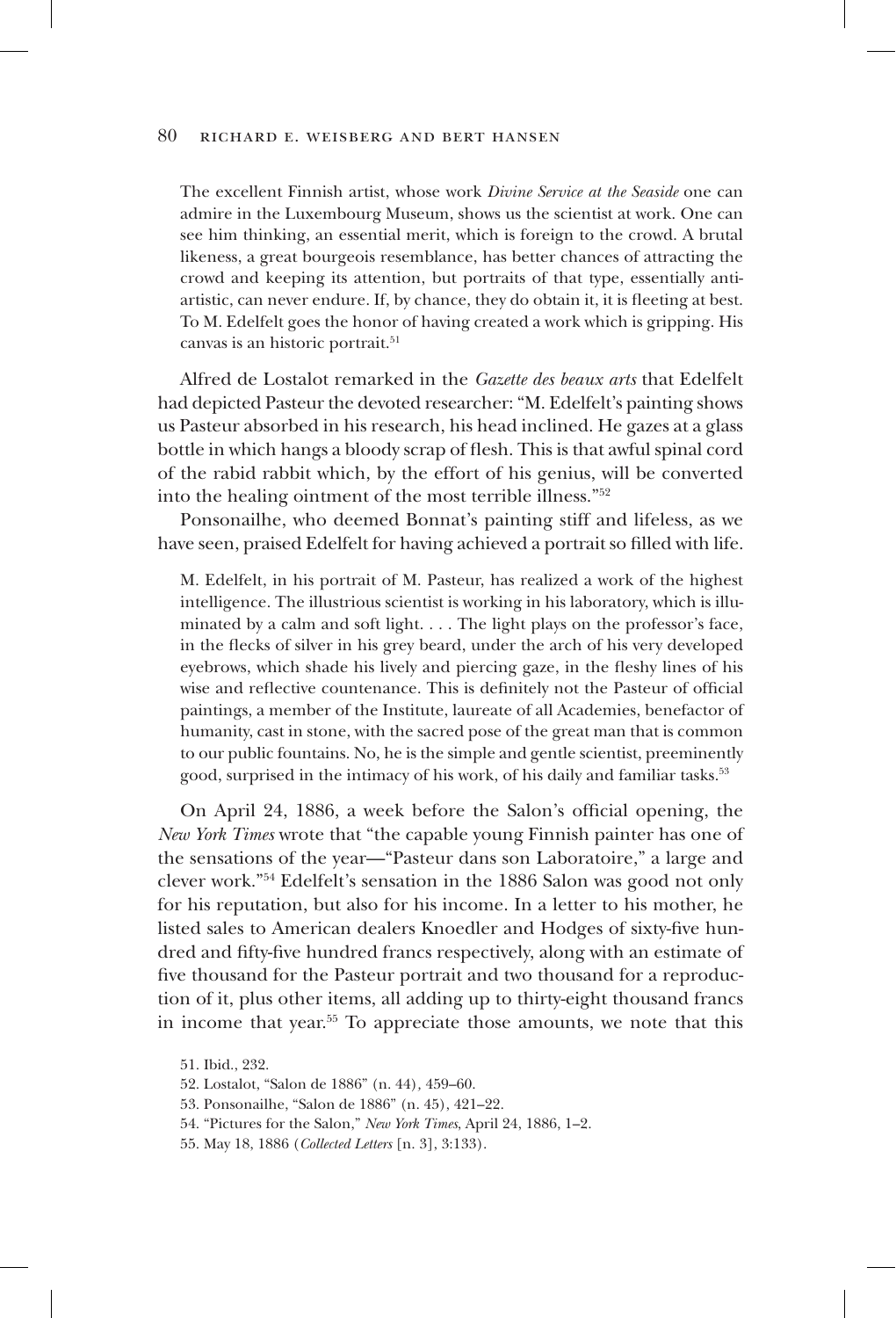> The excellent Finnish artist, whose work *Divine Service at the Seaside* one can admire in the Luxembourg Museum, shows us the scientist at work. One can see him thinking, an essential merit, which is foreign to the crowd. A brutal likeness, a great bourgeois resemblance, has better chances of attracting the crowd and keeping its attention, but portraits of that type, essentially anti-artistic, can never endure. If, by chance, they do obtain it, it is fleeting at best. To M. Edelfelt goes the honor of having created a work which is gripping. His canvas is an historic portrait.[51]

Alfred de Lostalot remarked in the *Gazette des beaux arts* that Edelfelt had depicted Pasteur the devoted researcher: "M. Edelfelt's painting shows us Pasteur absorbed in his research, his head inclined. He gazes at a glass bottle in which hangs a bloody scrap of flesh. This is that awful spinal cord of the rabid rabbit which, by the effort of his genius, will be converted into the healing ointment of the most terrible illness."[52]

Ponsonailhe, who deemed Bonnat's painting stiff and lifeless, as we have seen, praised Edelfelt for having achieved a portrait so filled with life.

> M. Edelfelt, in his portrait of M. Pasteur, has realized a work of the highest intelligence. The illustrious scientist is working in his laboratory, which is illuminated by a calm and soft light. . . . The light plays on the professor's face, in the flecks of silver in his grey beard, under the arch of his very developed eyebrows, which shade his lively and piercing gaze, in the fleshy lines of his wise and reflective countenance. This is definitely not the Pasteur of official paintings, a member of the Institute, laureate of all Academies, benefactor of humanity, cast in stone, with the sacred pose of the great man that is common to our public fountains. No, he is the simple and gentle scientist, preeminently good, surprised in the intimacy of his work, of his daily and familiar tasks.[53]

On April 24, 1886, a week before the Salon's official opening, the *New York Times* wrote that "the capable young Finnish painter has one of the sensations of the year—"Pasteur dans son Laboratoire," a large and clever work."[54] Edelfelt's sensation in the 1886 Salon was good not only for his reputation, but also for his income. In a letter to his mother, he listed sales to American dealers Knoedler and Hodges of sixty-five hundred and fifty-five hundred francs respectively, along with an estimate of five thousand for the Pasteur portrait and two thousand for a reproduction of it, plus other items, all adding up to thirty-eight thousand francs in income that year.[55] To appreciate those amounts, we note that this

51. Ibid., 232.
52. Lostalot, "Salon de 1886" (n. 44), 459–60.
53. Ponsonailhe, "Salon de 1886" (n. 45), 421–22.
54. "Pictures for the Salon," *New York Times*, April 24, 1886, 1–2.
55. May 18, 1886 (*Collected Letters* [n. 3], 3:133).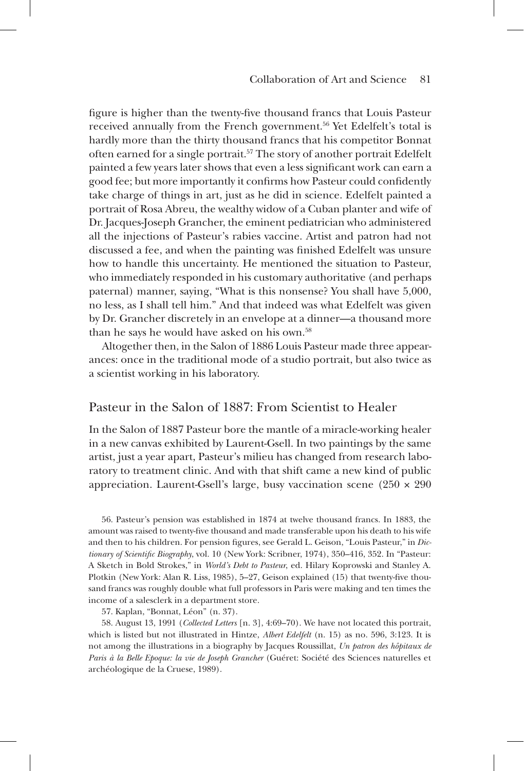figure is higher than the twenty-five thousand francs that Louis Pasteur received annually from the French government.[56] Yet Edelfelt's total is hardly more than the thirty thousand francs that his competitor Bonnat often earned for a single portrait.[57] The story of another portrait Edelfelt painted a few years later shows that even a less significant work can earn a good fee; but more importantly it confirms how Pasteur could confidently take charge of things in art, just as he did in science. Edelfelt painted a portrait of Rosa Abreu, the wealthy widow of a Cuban planter and wife of Dr. Jacques-Joseph Grancher, the eminent pediatrician who administered all the injections of Pasteur's rabies vaccine. Artist and patron had not discussed a fee, and when the painting was finished Edelfelt was unsure how to handle this uncertainty. He mentioned the situation to Pasteur, who immediately responded in his customary authoritative (and perhaps paternal) manner, saying, "What is this nonsense? You shall have 5,000, no less, as I shall tell him." And that indeed was what Edelfelt was given by Dr. Grancher discretely in an envelope at a dinner—a thousand more than he says he would have asked on his own.[58]

Altogether then, in the Salon of 1886 Louis Pasteur made three appearances: once in the traditional mode of a studio portrait, but also twice as a scientist working in his laboratory.

## Pasteur in the Salon of 1887: From Scientist to Healer

In the Salon of 1887 Pasteur bore the mantle of a miracle-working healer in a new canvas exhibited by Laurent-Gsell. In two paintings by the same artist, just a year apart, Pasteur's milieu has changed from research laboratory to treatment clinic. And with that shift came a new kind of public appreciation. Laurent-Gsell's large, busy vaccination scene (250 × 290

56. Pasteur's pension was established in 1874 at twelve thousand francs. In 1883, the amount was raised to twenty-five thousand and made transferable upon his death to his wife and then to his children. For pension figures, see Gerald L. Geison, "Louis Pasteur," in *Dictionary of Scientific Biography*, vol. 10 (New York: Scribner, 1974), 350–416, 352. In "Pasteur: A Sketch in Bold Strokes," in *World's Debt to Pasteur*, ed. Hilary Koprowski and Stanley A. Plotkin (New York: Alan R. Liss, 1985), 5–27, Geison explained (15) that twenty-five thousand francs was roughly double what full professors in Paris were making and ten times the income of a salesclerk in a department store.

57. Kaplan, "Bonnat, Léon" (n. 37).

58. August 13, 1991 (*Collected Letters* [n. 3], 4:69–70). We have not located this portrait, which is listed but not illustrated in Hintze, *Albert Edelfelt* (n. 15) as no. 596, 3:123. It is not among the illustrations in a biography by Jacques Roussillat, *Un patron des hôpitaux de Paris à la Belle Epoque: la vie de Joseph Grancher* (Guéret: Société des Sciences naturelles et archéologique de la Cruese, 1989).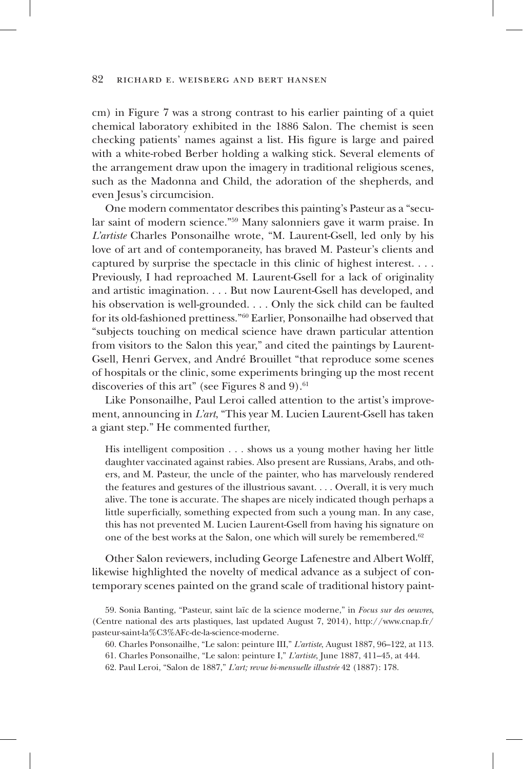cm) in Figure 7 was a strong contrast to his earlier painting of a quiet chemical laboratory exhibited in the 1886 Salon. The chemist is seen checking patients' names against a list. His figure is large and paired with a white-robed Berber holding a walking stick. Several elements of the arrangement draw upon the imagery in traditional religious scenes, such as the Madonna and Child, the adoration of the shepherds, and even Jesus's circumcision.

One modern commentator describes this painting's Pasteur as a "secular saint of modern science."[59] Many salonniers gave it warm praise. In *L'artiste* Charles Ponsonailhe wrote, "M. Laurent-Gsell, led only by his love of art and of contemporaneity, has braved M. Pasteur's clients and captured by surprise the spectacle in this clinic of highest interest. . . . Previously, I had reproached M. Laurent-Gsell for a lack of originality and artistic imagination. . . . But now Laurent-Gsell has developed, and his observation is well-grounded. . . . Only the sick child can be faulted for its old-fashioned prettiness."[60] Earlier, Ponsonailhe had observed that "subjects touching on medical science have drawn particular attention from visitors to the Salon this year," and cited the paintings by Laurent-Gsell, Henri Gervex, and André Brouillet "that reproduce some scenes of hospitals or the clinic, some experiments bringing up the most recent discoveries of this art" (see Figures 8 and 9).[61]

Like Ponsonailhe, Paul Leroi called attention to the artist's improvement, announcing in *L'art*, "This year M. Lucien Laurent-Gsell has taken a giant step." He commented further,

> His intelligent composition . . . shows us a young mother having her little daughter vaccinated against rabies. Also present are Russians, Arabs, and others, and M. Pasteur, the uncle of the painter, who has marvelously rendered the features and gestures of the illustrious savant. . . . Overall, it is very much alive. The tone is accurate. The shapes are nicely indicated though perhaps a little superficially, something expected from such a young man. In any case, this has not prevented M. Lucien Laurent-Gsell from having his signature on one of the best works at the Salon, one which will surely be remembered.[62]

Other Salon reviewers, including George Lafenestre and Albert Wolff, likewise highlighted the novelty of medical advance as a subject of contemporary scenes painted on the grand scale of traditional history paint-

59. Sonia Banting, "Pasteur, saint laïc de la science moderne," in *Focus sur des oeuvres*, (Centre national des arts plastiques, last updated August 7, 2014), http://www.cnap.fr/pasteur-saint-la%C3%AFc-de-la-science-moderne.

60. Charles Ponsonailhe, "Le salon: peinture III," *L'artiste*, August 1887, 96–122, at 113.

61. Charles Ponsonailhe, "Le salon: peinture I," *L'artiste*, June 1887, 411–45, at 444.

62. Paul Leroi, "Salon de 1887," *L'art; revue bi-mensuelle illustrée* 42 (1887): 178.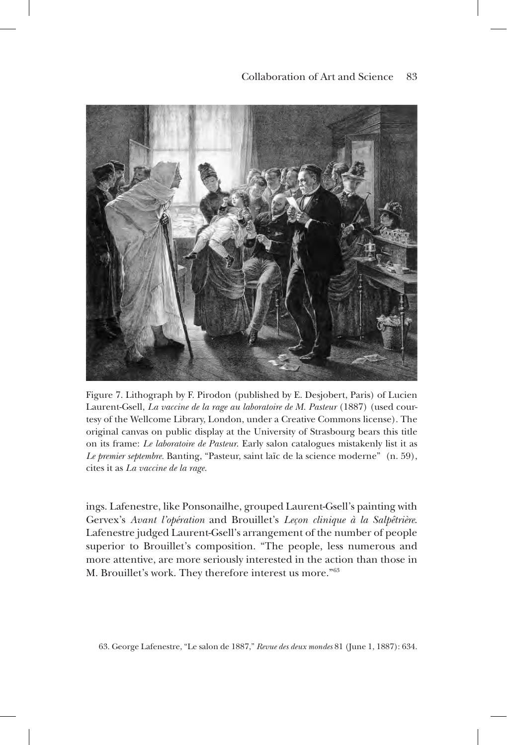Figure 7. Lithograph by F. Pirodon (published by E. Desjobert, Paris) of Lucien Laurent-Gsell, *La vaccine de la rage au laboratoire de M. Pasteur* (1887) (used courtesy of the Wellcome Library, London, under a Creative Commons license). The original canvas on public display at the University of Strasbourg bears this title on its frame: *Le laboratoire de Pasteur*. Early salon catalogues mistakenly list it as *Le premier septembre*. Banting, "Pasteur, saint laïc de la science moderne" (n. 59), cites it as *La vaccine de la rage*.

ings. Lafenestre, like Ponsonailhe, grouped Laurent-Gsell's painting with Gervex's *Avant l'opération* and Brouillet's *Leçon clinique à la Salpêtrière*. Lafenestre judged Laurent-Gsell's arrangement of the number of people superior to Brouillet's composition. "The people, less numerous and more attentive, are more seriously interested in the action than those in M. Brouillet's work. They therefore interest us more."[63]

63. George Lafenestre, "Le salon de 1887," *Revue des deux mondes* 81 (June 1, 1887): 634.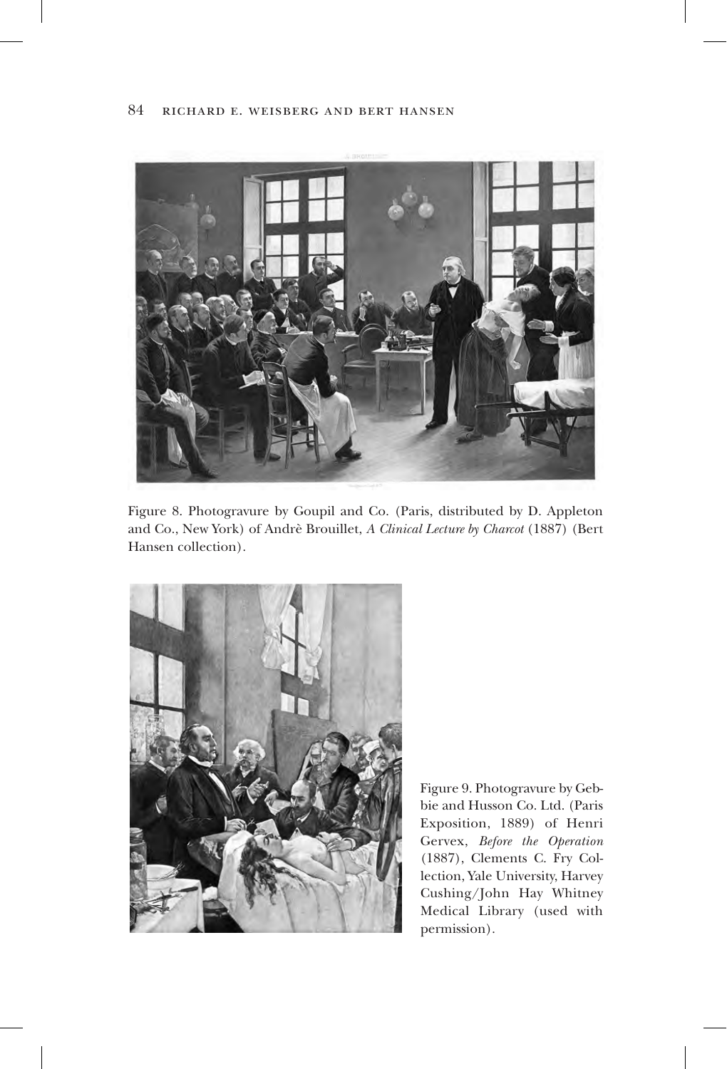Figure 8. Photogravure by Goupil and Co. (Paris, distributed by D. Appleton and Co., New York) of Andrè Brouillet, *A Clinical Lecture by Charcot* (1887) (Bert Hansen collection).

Figure 9. Photogravure by Gebbie and Husson Co. Ltd. (Paris Exposition, 1889) of Henri Gervex, *Before the Operation* (1887), Clements C. Fry Collection, Yale University, Harvey Cushing/John Hay Whitney Medical Library (used with permission).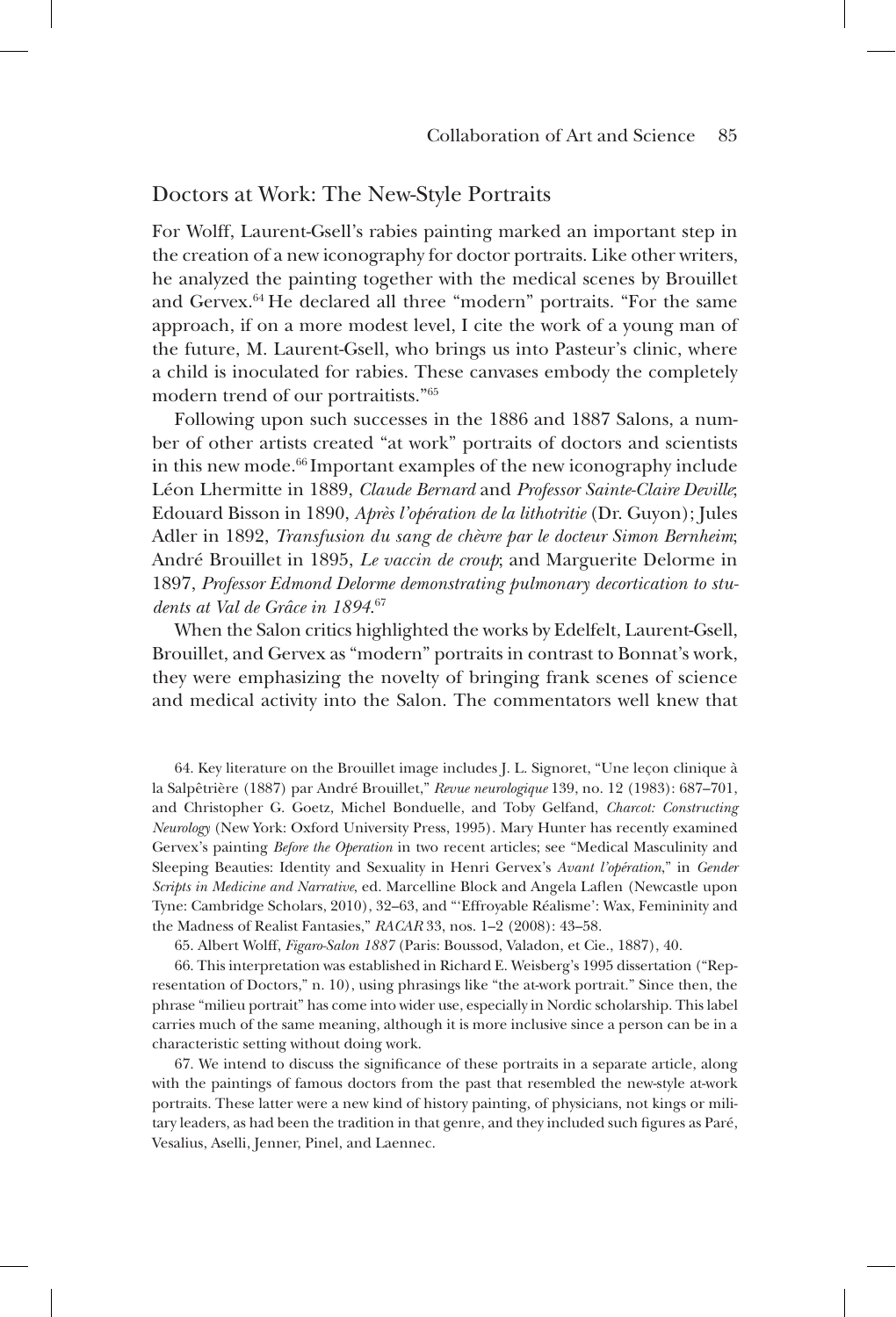## Doctors at Work: The New-Style Portraits

For Wolff, Laurent-Gsell's rabies painting marked an important step in the creation of a new iconography for doctor portraits. Like other writers, he analyzed the painting together with the medical scenes by Brouillet and Gervex.[64] He declared all three "modern" portraits. "For the same approach, if on a more modest level, I cite the work of a young man of the future, M. Laurent-Gsell, who brings us into Pasteur's clinic, where a child is inoculated for rabies. These canvases embody the completely modern trend of our portraitists."[65]

Following upon such successes in the 1886 and 1887 Salons, a number of other artists created "at work" portraits of doctors and scientists in this new mode.[66] Important examples of the new iconography include Léon Lhermitte in 1889, *Claude Bernard* and *Professor Sainte-Claire Deville*; Edouard Bisson in 1890, *Après l'opération de la lithotritie* (Dr. Guyon); Jules Adler in 1892, *Transfusion du sang de chèvre par le docteur Simon Bernheim*; André Brouillet in 1895, *Le vaccin de croup*; and Marguerite Delorme in 1897, *Professor Edmond Delorme demonstrating pulmonary decortication to students at Val de Grâce in 1894*.[67]

When the Salon critics highlighted the works by Edelfelt, Laurent-Gsell, Brouillet, and Gervex as "modern" portraits in contrast to Bonnat's work, they were emphasizing the novelty of bringing frank scenes of science and medical activity into the Salon. The commentators well knew that

64. Key literature on the Brouillet image includes J. L. Signoret, "Une leçon clinique à la Salpêtrière (1887) par André Brouillet," *Revue neurologique* 139, no. 12 (1983): 687–701, and Christopher G. Goetz, Michel Bonduelle, and Toby Gelfand, *Charcot: Constructing Neurology* (New York: Oxford University Press, 1995). Mary Hunter has recently examined Gervex's painting *Before the Operation* in two recent articles; see "Medical Masculinity and Sleeping Beauties: Identity and Sexuality in Henri Gervex's *Avant l'opération*," in *Gender Scripts in Medicine and Narrative*, ed. Marcelline Block and Angela Laflen (Newcastle upon Tyne: Cambridge Scholars, 2010), 32–63, and "'Effroyable Réalisme': Wax, Femininity and the Madness of Realist Fantasies," *RACAR* 33, nos. 1–2 (2008): 43–58.

65. Albert Wolff, *Figaro-Salon 1887* (Paris: Boussod, Valadon, et Cie., 1887), 40.

66. This interpretation was established in Richard E. Weisberg's 1995 dissertation ("Representation of Doctors," n. 10), using phrasings like "the at-work portrait." Since then, the phrase "milieu portrait" has come into wider use, especially in Nordic scholarship. This label carries much of the same meaning, although it is more inclusive since a person can be in a characteristic setting without doing work.

67. We intend to discuss the significance of these portraits in a separate article, along with the paintings of famous doctors from the past that resembled the new-style at-work portraits. These latter were a new kind of history painting, of physicians, not kings or military leaders, as had been the tradition in that genre, and they included such figures as Paré, Vesalius, Aselli, Jenner, Pinel, and Laennec.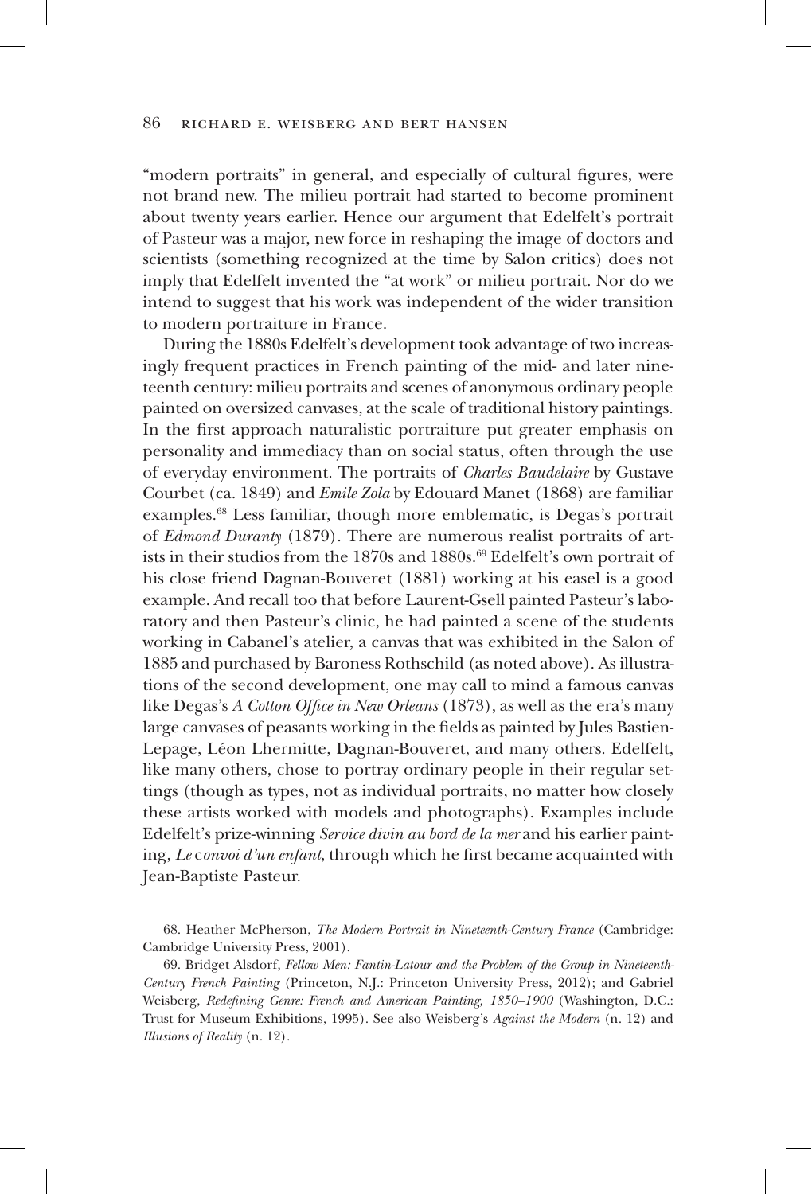"modern portraits" in general, and especially of cultural figures, were not brand new. The milieu portrait had started to become prominent about twenty years earlier. Hence our argument that Edelfelt's portrait of Pasteur was a major, new force in reshaping the image of doctors and scientists (something recognized at the time by Salon critics) does not imply that Edelfelt invented the "at work" or milieu portrait. Nor do we intend to suggest that his work was independent of the wider transition to modern portraiture in France.

During the 1880s Edelfelt's development took advantage of two increasingly frequent practices in French painting of the mid- and later nineteenth century: milieu portraits and scenes of anonymous ordinary people painted on oversized canvases, at the scale of traditional history paintings. In the first approach naturalistic portraiture put greater emphasis on personality and immediacy than on social status, often through the use of everyday environment. The portraits of *Charles Baudelaire* by Gustave Courbet (ca. 1849) and *Emile Zola* by Edouard Manet (1868) are familiar examples.[68] Less familiar, though more emblematic, is Degas's portrait of *Edmond Duranty* (1879). There are numerous realist portraits of artists in their studios from the 1870s and 1880s.[69] Edelfelt's own portrait of his close friend Dagnan-Bouveret (1881) working at his easel is a good example. And recall too that before Laurent-Gsell painted Pasteur's laboratory and then Pasteur's clinic, he had painted a scene of the students working in Cabanel's atelier, a canvas that was exhibited in the Salon of 1885 and purchased by Baroness Rothschild (as noted above). As illustrations of the second development, one may call to mind a famous canvas like Degas's *A Cotton Office in New Orleans* (1873), as well as the era's many large canvases of peasants working in the fields as painted by Jules Bastien-Lepage, Léon Lhermitte, Dagnan-Bouveret, and many others. Edelfelt, like many others, chose to portray ordinary people in their regular settings (though as types, not as individual portraits, no matter how closely these artists worked with models and photographs). Examples include Edelfelt's prize-winning *Service divin au bord de la mer* and his earlier painting, *Le convoi d'un enfant*, through which he first became acquainted with Jean-Baptiste Pasteur.

68. Heather McPherson, *The Modern Portrait in Nineteenth-Century France* (Cambridge: Cambridge University Press, 2001).

69. Bridget Alsdorf, *Fellow Men: Fantin-Latour and the Problem of the Group in Nineteenth-Century French Painting* (Princeton, N.J.: Princeton University Press, 2012); and Gabriel Weisberg, *Redefining Genre: French and American Painting, 1850–1900* (Washington, D.C.: Trust for Museum Exhibitions, 1995). See also Weisberg's *Against the Modern* (n. 12) and *Illusions of Reality* (n. 12).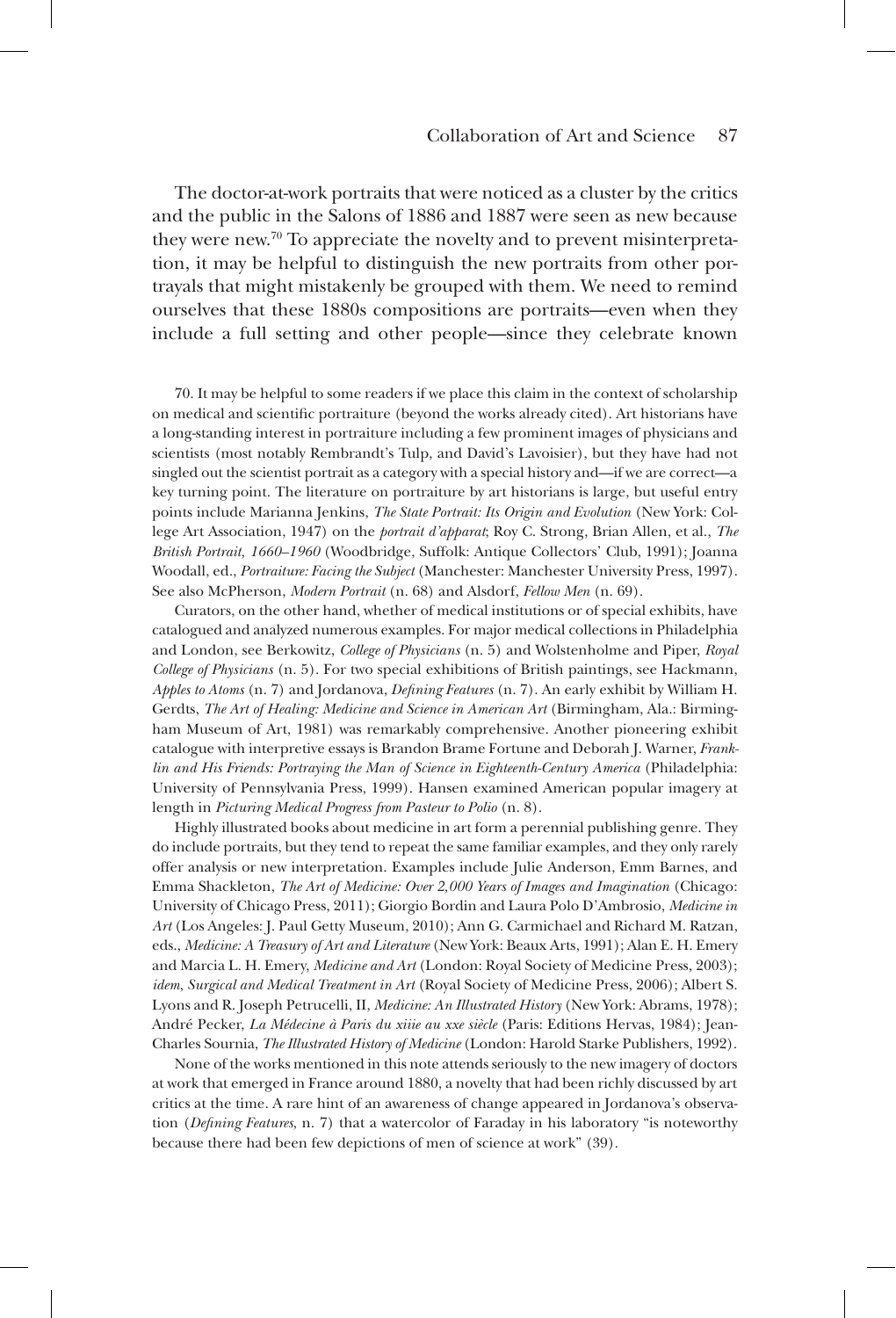The doctor-at-work portraits that were noticed as a cluster by the critics and the public in the Salons of 1886 and 1887 were seen as new because they were new.[70] To appreciate the novelty and to prevent misinterpretation, it may be helpful to distinguish the new portraits from other portrayals that might mistakenly be grouped with them. We need to remind ourselves that these 1880s compositions are portraits—even when they include a full setting and other people—since they celebrate known

70. It may be helpful to some readers if we place this claim in the context of scholarship on medical and scientific portraiture (beyond the works already cited). Art historians have a long-standing interest in portraiture including a few prominent images of physicians and scientists (most notably Rembrandt's Tulp, and David's Lavoisier), but they have had not singled out the scientist portrait as a category with a special history and—if we are correct—a key turning point. The literature on portraiture by art historians is large, but useful entry points include Marianna Jenkins, *The State Portrait: Its Origin and Evolution* (New York: College Art Association, 1947) on the *portrait d'apparat*; Roy C. Strong, Brian Allen, et al., *The British Portrait, 1660–1960* (Woodbridge, Suffolk: Antique Collectors' Club, 1991); Joanna Woodall, ed., *Portraiture: Facing the Subject* (Manchester: Manchester University Press, 1997). See also McPherson, *Modern Portrait* (n. 68) and Alsdorf, *Fellow Men* (n. 69).

Curators, on the other hand, whether of medical institutions or of special exhibits, have catalogued and analyzed numerous examples. For major medical collections in Philadelphia and London, see Berkowitz, *College of Physicians* (n. 5) and Wolstenholme and Piper, *Royal College of Physicians* (n. 5). For two special exhibitions of British paintings, see Hackmann, *Apples to Atoms* (n. 7) and Jordanova, *Defining Features* (n. 7). An early exhibit by William H. Gerdts, *The Art of Healing: Medicine and Science in American Art* (Birmingham, Ala.: Birmingham Museum of Art, 1981) was remarkably comprehensive. Another pioneering exhibit catalogue with interpretive essays is Brandon Brame Fortune and Deborah J. Warner, *Franklin and His Friends: Portraying the Man of Science in Eighteenth-Century America* (Philadelphia: University of Pennsylvania Press, 1999). Hansen examined American popular imagery at length in *Picturing Medical Progress from Pasteur to Polio* (n. 8).

Highly illustrated books about medicine in art form a perennial publishing genre. They do include portraits, but they tend to repeat the same familiar examples, and they only rarely offer analysis or new interpretation. Examples include Julie Anderson, Emm Barnes, and Emma Shackleton, *The Art of Medicine: Over 2,000 Years of Images and Imagination* (Chicago: University of Chicago Press, 2011); Giorgio Bordin and Laura Polo D'Ambrosio, *Medicine in Art* (Los Angeles: J. Paul Getty Museum, 2010); Ann G. Carmichael and Richard M. Ratzan, eds., *Medicine: A Treasury of Art and Literature* (New York: Beaux Arts, 1991); Alan E. H. Emery and Marcia L. H. Emery, *Medicine and Art* (London: Royal Society of Medicine Press, 2003); *idem*, *Surgical and Medical Treatment in Art* (Royal Society of Medicine Press, 2006); Albert S. Lyons and R. Joseph Petrucelli, II, *Medicine: An Illustrated History* (New York: Abrams, 1978); André Pecker, *La Médecine à Paris du xiiie au xxe siècle* (Paris: Editions Hervas, 1984); Jean-Charles Sournia, *The Illustrated History of Medicine* (London: Harold Starke Publishers, 1992).

None of the works mentioned in this note attends seriously to the new imagery of doctors at work that emerged in France around 1880, a novelty that had been richly discussed by art critics at the time. A rare hint of an awareness of change appeared in Jordanova's observation (*Defining Features*, n. 7) that a watercolor of Faraday in his laboratory "is noteworthy because there had been few depictions of men of science at work" (39).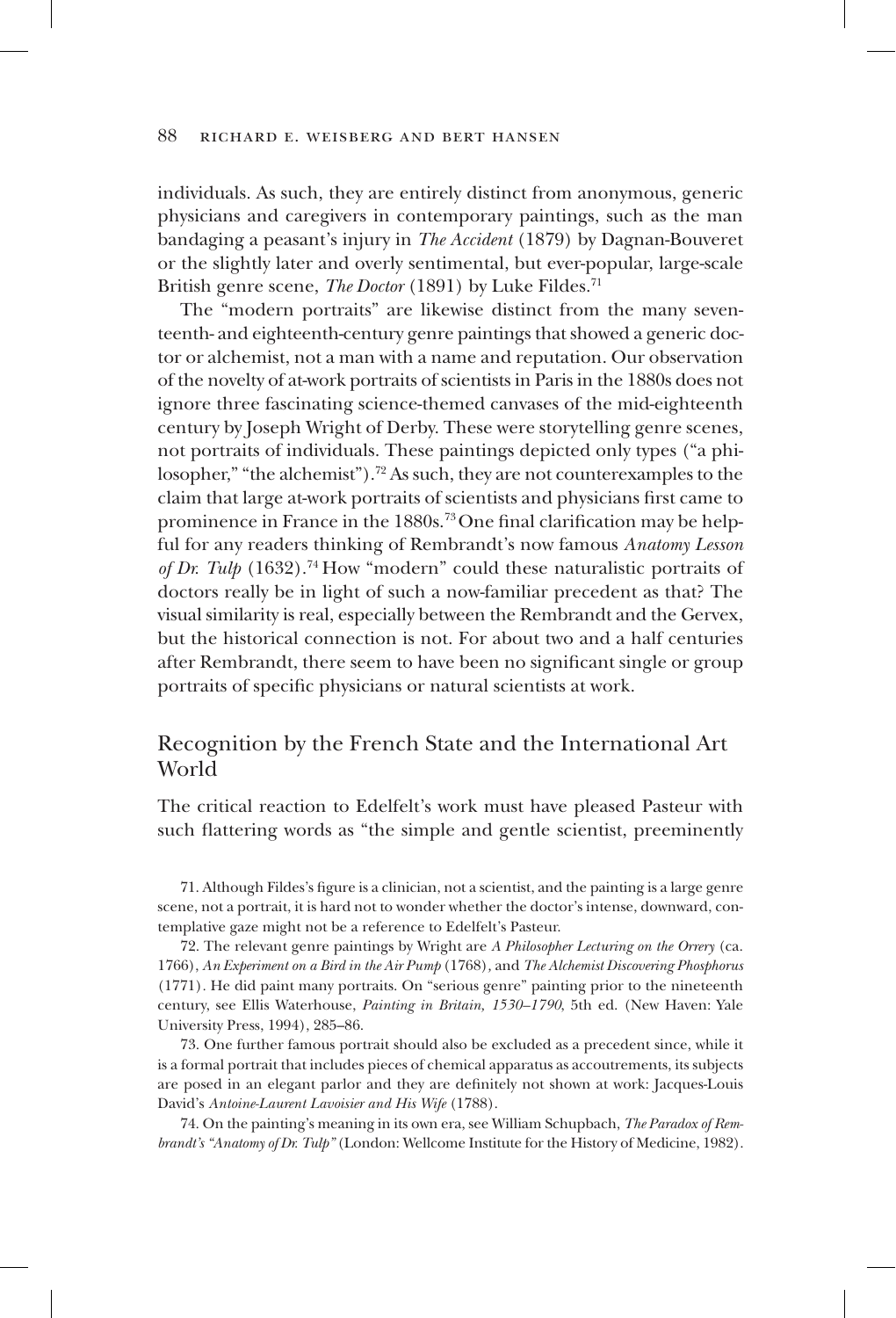individuals. As such, they are entirely distinct from anonymous, generic physicians and caregivers in contemporary paintings, such as the man bandaging a peasant's injury in *The Accident* (1879) by Dagnan-Bouveret or the slightly later and overly sentimental, but ever-popular, large-scale British genre scene, *The Doctor* (1891) by Luke Fildes.[71]

The "modern portraits" are likewise distinct from the many seventeenth- and eighteenth-century genre paintings that showed a generic doctor or alchemist, not a man with a name and reputation. Our observation of the novelty of at-work portraits of scientists in Paris in the 1880s does not ignore three fascinating science-themed canvases of the mid-eighteenth century by Joseph Wright of Derby. These were storytelling genre scenes, not portraits of individuals. These paintings depicted only types ("a philosopher," "the alchemist").[72] As such, they are not counterexamples to the claim that large at-work portraits of scientists and physicians first came to prominence in France in the 1880s.[73] One final clarification may be helpful for any readers thinking of Rembrandt's now famous *Anatomy Lesson of Dr. Tulp* (1632).[74] How "modern" could these naturalistic portraits of doctors really be in light of such a now-familiar precedent as that? The visual similarity is real, especially between the Rembrandt and the Gervex, but the historical connection is not. For about two and a half centuries after Rembrandt, there seem to have been no significant single or group portraits of specific physicians or natural scientists at work.

## Recognition by the French State and the International Art World

The critical reaction to Edelfelt's work must have pleased Pasteur with such flattering words as "the simple and gentle scientist, preeminently

71. Although Fildes's figure is a clinician, not a scientist, and the painting is a large genre scene, not a portrait, it is hard not to wonder whether the doctor's intense, downward, contemplative gaze might not be a reference to Edelfelt's Pasteur.

72. The relevant genre paintings by Wright are *A Philosopher Lecturing on the Orrery* (ca. 1766), *An Experiment on a Bird in the Air Pump* (1768), and *The Alchemist Discovering Phosphorus* (1771). He did paint many portraits. On "serious genre" painting prior to the nineteenth century, see Ellis Waterhouse, *Painting in Britain, 1530–1790*, 5th ed. (New Haven: Yale University Press, 1994), 285–86.

73. One further famous portrait should also be excluded as a precedent since, while it is a formal portrait that includes pieces of chemical apparatus as accoutrements, its subjects are posed in an elegant parlor and they are definitely not shown at work: Jacques-Louis David's *Antoine-Laurent Lavoisier and His Wife* (1788).

74. On the painting's meaning in its own era, see William Schupbach, *The Paradox of Rembrandt's "Anatomy of Dr. Tulp"* (London: Wellcome Institute for the History of Medicine, 1982).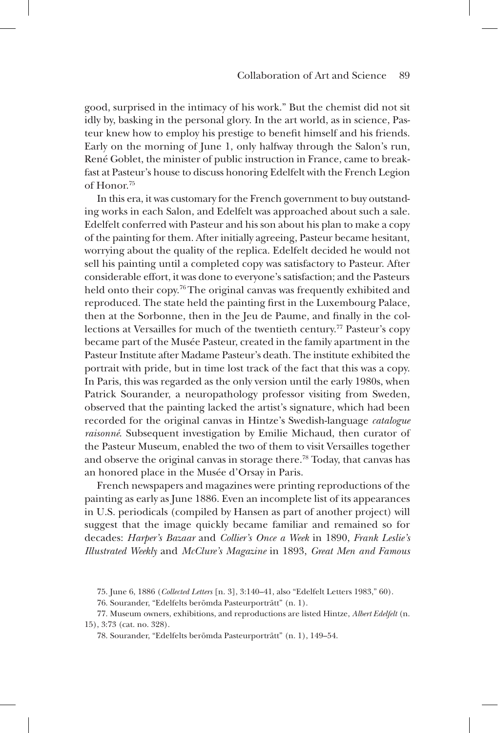good, surprised in the intimacy of his work." But the chemist did not sit idly by, basking in the personal glory. In the art world, as in science, Pasteur knew how to employ his prestige to benefit himself and his friends. Early on the morning of June 1, only halfway through the Salon's run, René Goblet, the minister of public instruction in France, came to breakfast at Pasteur's house to discuss honoring Edelfelt with the French Legion of Honor.[75]

In this era, it was customary for the French government to buy outstanding works in each Salon, and Edelfelt was approached about such a sale. Edelfelt conferred with Pasteur and his son about his plan to make a copy of the painting for them. After initially agreeing, Pasteur became hesitant, worrying about the quality of the replica. Edelfelt decided he would not sell his painting until a completed copy was satisfactory to Pasteur. After considerable effort, it was done to everyone's satisfaction; and the Pasteurs held onto their copy.[76] The original canvas was frequently exhibited and reproduced. The state held the painting first in the Luxembourg Palace, then at the Sorbonne, then in the Jeu de Paume, and finally in the collections at Versailles for much of the twentieth century.[77] Pasteur's copy became part of the Musée Pasteur, created in the family apartment in the Pasteur Institute after Madame Pasteur's death. The institute exhibited the portrait with pride, but in time lost track of the fact that this was a copy. In Paris, this was regarded as the only version until the early 1980s, when Patrick Sourander, a neuropathology professor visiting from Sweden, observed that the painting lacked the artist's signature, which had been recorded for the original canvas in Hintze's Swedish-language *catalogue raisonné*. Subsequent investigation by Emilie Michaud, then curator of the Pasteur Museum, enabled the two of them to visit Versailles together and observe the original canvas in storage there.[78] Today, that canvas has an honored place in the Musée d'Orsay in Paris.

French newspapers and magazines were printing reproductions of the painting as early as June 1886. Even an incomplete list of its appearances in U.S. periodicals (compiled by Hansen as part of another project) will suggest that the image quickly became familiar and remained so for decades: *Harper's Bazaar* and *Collier's Once a Week* in 1890, *Frank Leslie's Illustrated Weekly* and *McClure's Magazine* in 1893, *Great Men and Famous*

75. June 6, 1886 (*Collected Letters* [n. 3], 3:140–41, also "Edelfelt Letters 1983," 60).

76. Sourander, "Edelfelts berömda Pasteurporträtt" (n. 1).

77. Museum owners, exhibitions, and reproductions are listed Hintze, *Albert Edelfelt* (n. 15), 3:73 (cat. no. 328).

78. Sourander, "Edelfelts berömda Pasteurporträtt" (n. 1), 149–54.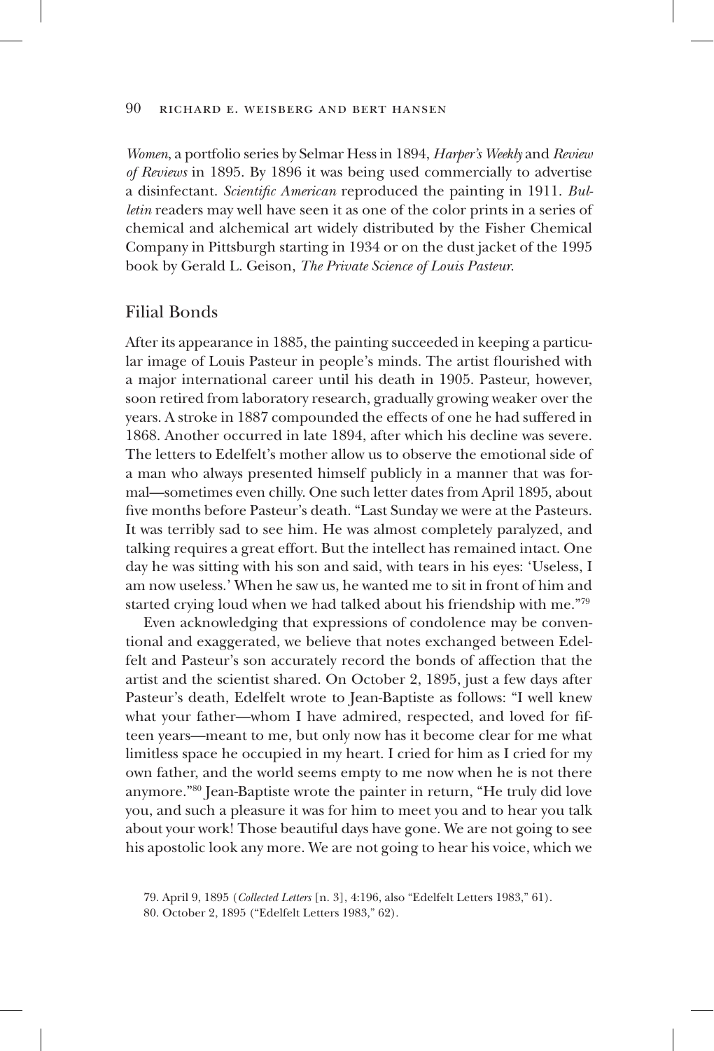*Women*, a portfolio series by Selmar Hess in 1894, *Harper's Weekly* and *Review of Reviews* in 1895. By 1896 it was being used commercially to advertise a disinfectant. *Scientific American* reproduced the painting in 1911. *Bulletin* readers may well have seen it as one of the color prints in a series of chemical and alchemical art widely distributed by the Fisher Chemical Company in Pittsburgh starting in 1934 or on the dust jacket of the 1995 book by Gerald L. Geison, *The Private Science of Louis Pasteur*.

## Filial Bonds

After its appearance in 1885, the painting succeeded in keeping a particular image of Louis Pasteur in people's minds. The artist flourished with a major international career until his death in 1905. Pasteur, however, soon retired from laboratory research, gradually growing weaker over the years. A stroke in 1887 compounded the effects of one he had suffered in 1868. Another occurred in late 1894, after which his decline was severe. The letters to Edelfelt's mother allow us to observe the emotional side of a man who always presented himself publicly in a manner that was formal—sometimes even chilly. One such letter dates from April 1895, about five months before Pasteur's death. "Last Sunday we were at the Pasteurs. It was terribly sad to see him. He was almost completely paralyzed, and talking requires a great effort. But the intellect has remained intact. One day he was sitting with his son and said, with tears in his eyes: 'Useless, I am now useless.' When he saw us, he wanted me to sit in front of him and started crying loud when we had talked about his friendship with me."[79]

Even acknowledging that expressions of condolence may be conventional and exaggerated, we believe that notes exchanged between Edelfelt and Pasteur's son accurately record the bonds of affection that the artist and the scientist shared. On October 2, 1895, just a few days after Pasteur's death, Edelfelt wrote to Jean-Baptiste as follows: "I well knew what your father—whom I have admired, respected, and loved for fifteen years—meant to me, but only now has it become clear for me what limitless space he occupied in my heart. I cried for him as I cried for my own father, and the world seems empty to me now when he is not there anymore."[80] Jean-Baptiste wrote the painter in return, "He truly did love you, and such a pleasure it was for him to meet you and to hear you talk about your work! Those beautiful days have gone. We are not going to see his apostolic look any more. We are not going to hear his voice, which we

79. April 9, 1895 (*Collected Letters* [n. 3], 4:196, also "Edelfelt Letters 1983," 61).

80. October 2, 1895 ("Edelfelt Letters 1983," 62).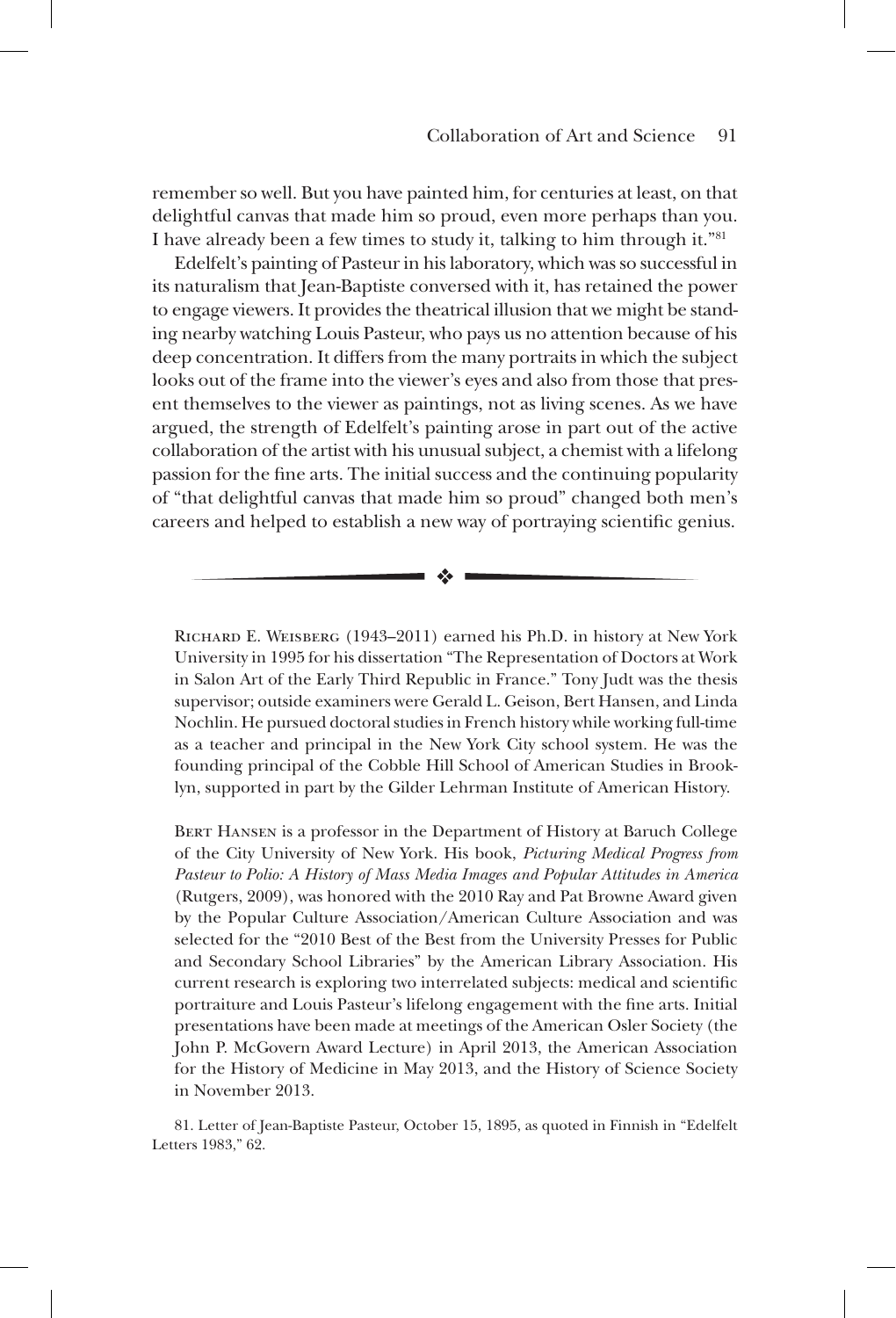remember so well. But you have painted him, for centuries at least, on that delightful canvas that made him so proud, even more perhaps than you. I have already been a few times to study it, talking to him through it."[81]

Edelfelt's painting of Pasteur in his laboratory, which was so successful in its naturalism that Jean-Baptiste conversed with it, has retained the power to engage viewers. It provides the theatrical illusion that we might be standing nearby watching Louis Pasteur, who pays us no attention because of his deep concentration. It differs from the many portraits in which the subject looks out of the frame into the viewer's eyes and also from those that present themselves to the viewer as paintings, not as living scenes. As we have argued, the strength of Edelfelt's painting arose in part out of the active collaboration of the artist with his unusual subject, a chemist with a lifelong passion for the fine arts. The initial success and the continuing popularity of "that delightful canvas that made him so proud" changed both men's careers and helped to establish a new way of portraying scientific genius.

❖

Richard E. Weisberg (1943–2011) earned his Ph.D. in history at New York University in 1995 for his dissertation "The Representation of Doctors at Work in Salon Art of the Early Third Republic in France." Tony Judt was the thesis supervisor; outside examiners were Gerald L. Geison, Bert Hansen, and Linda Nochlin. He pursued doctoral studies in French history while working full-time as a teacher and principal in the New York City school system. He was the founding principal of the Cobble Hill School of American Studies in Brooklyn, supported in part by the Gilder Lehrman Institute of American History.

Bert Hansen is a professor in the Department of History at Baruch College of the City University of New York. His book, *Picturing Medical Progress from Pasteur to Polio: A History of Mass Media Images and Popular Attitudes in America* (Rutgers, 2009), was honored with the 2010 Ray and Pat Browne Award given by the Popular Culture Association/American Culture Association and was selected for the "2010 Best of the Best from the University Presses for Public and Secondary School Libraries" by the American Library Association. His current research is exploring two interrelated subjects: medical and scientific portraiture and Louis Pasteur's lifelong engagement with the fine arts. Initial presentations have been made at meetings of the American Osler Society (the John P. McGovern Award Lecture) in April 2013, the American Association for the History of Medicine in May 2013, and the History of Science Society in November 2013.

81. Letter of Jean-Baptiste Pasteur, October 15, 1895, as quoted in Finnish in "Edelfelt Letters 1983," 62.